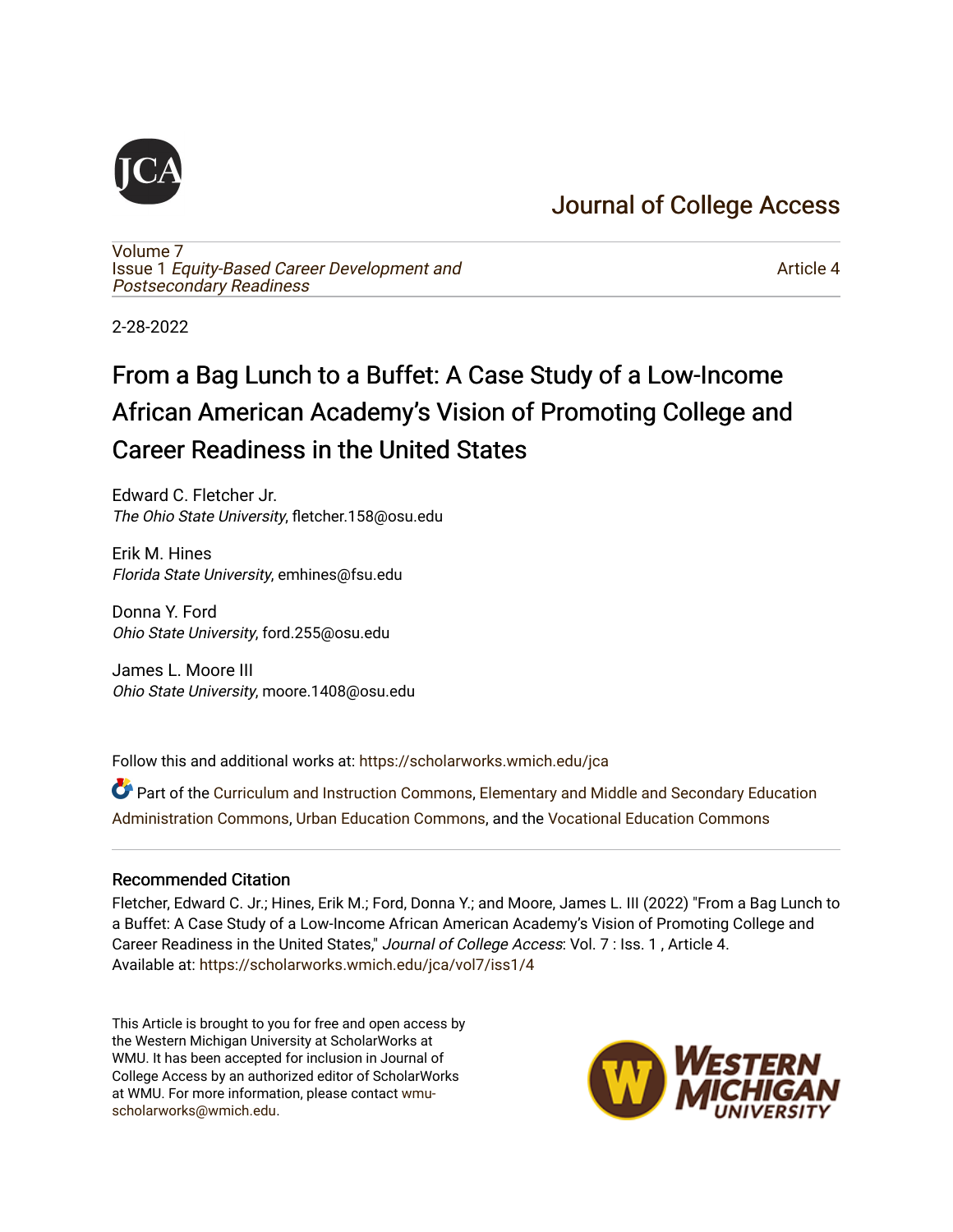Journal of College Access

Volume 7
Issue 1 *Equity-Based Career Development and Postsecondary Readiness*

Article 4

2-28-2022

# From a Bag Lunch to a Buffet: A Case Study of a Low-Income African American Academy's Vision of Promoting College and Career Readiness in the United States

Edward C. Fletcher Jr.
*The Ohio State University*, fletcher.158@osu.edu

Erik M. Hines
*Florida State University*, emhines@fsu.edu

Donna Y. Ford
*Ohio State University*, ford.255@osu.edu

James L. Moore III
*Ohio State University*, moore.1408@osu.edu

Follow this and additional works at: https://scholarworks.wmich.edu/jca

Part of the Curriculum and Instruction Commons, Elementary and Middle and Secondary Education Administration Commons, Urban Education Commons, and the Vocational Education Commons

## Recommended Citation

Fletcher, Edward C. Jr.; Hines, Erik M.; Ford, Donna Y.; and Moore, James L. III (2022) "From a Bag Lunch to a Buffet: A Case Study of a Low-Income African American Academy's Vision of Promoting College and Career Readiness in the United States," *Journal of College Access*: Vol. 7 : Iss. 1 , Article 4.
Available at: https://scholarworks.wmich.edu/jca/vol7/iss1/4

This Article is brought to you for free and open access by the Western Michigan University at ScholarWorks at WMU. It has been accepted for inclusion in Journal of College Access by an authorized editor of ScholarWorks at WMU. For more information, please contact wmu-scholarworks@wmich.edu.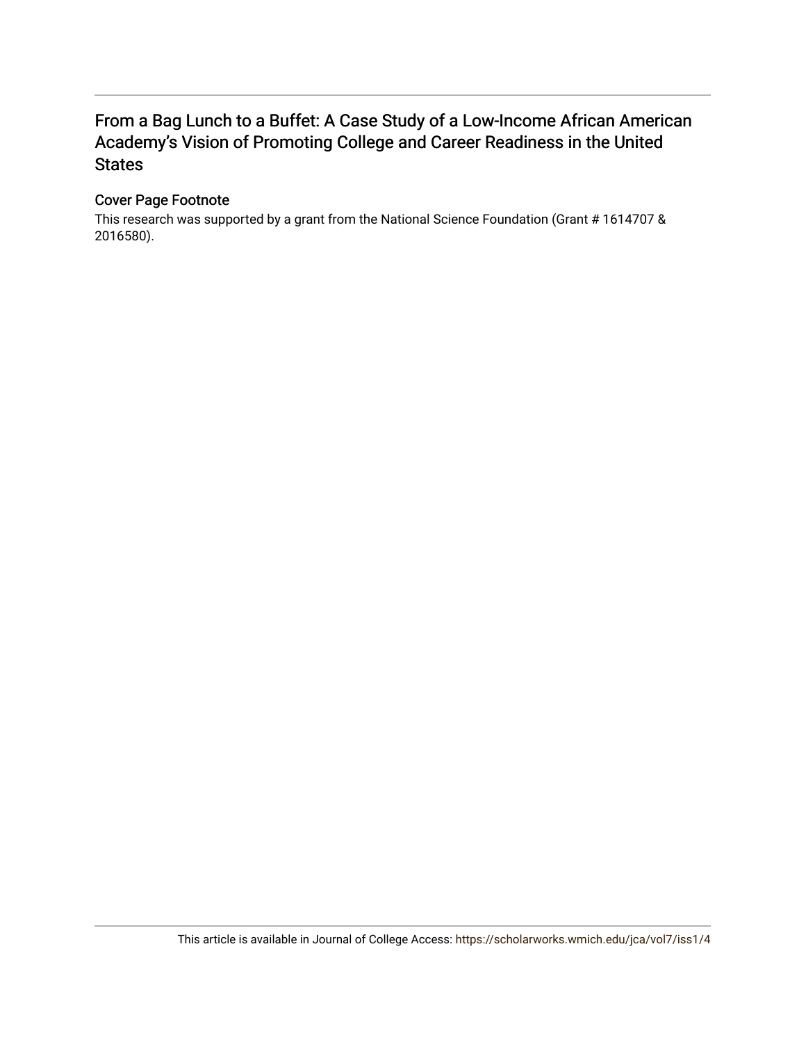# From a Bag Lunch to a Buffet: A Case Study of a Low-Income African American Academy's Vision of Promoting College and Career Readiness in the United States

## Cover Page Footnote

This research was supported by a grant from the National Science Foundation (Grant # 1614707 & 2016580).

This article is available in Journal of College Access: https://scholarworks.wmich.edu/jca/vol7/iss1/4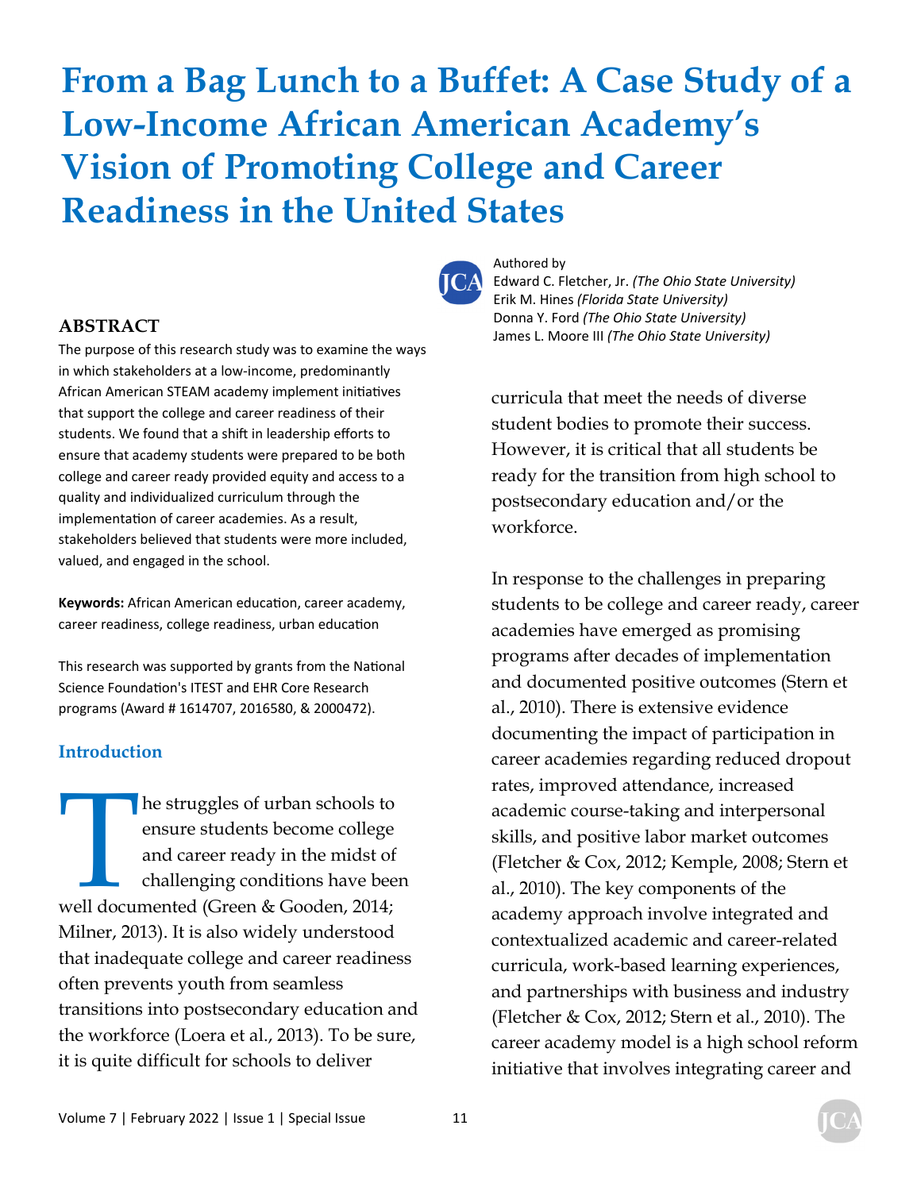# From a Bag Lunch to a Buffet: A Case Study of a Low-Income African American Academy's Vision of Promoting College and Career Readiness in the United States

Authored by
Edward C. Fletcher, Jr. *(The Ohio State University)*
Erik M. Hines *(Florida State University)*
Donna Y. Ford *(The Ohio State University)*
James L. Moore III *(The Ohio State University)*

## ABSTRACT

The purpose of this research study was to examine the ways in which stakeholders at a low-income, predominantly African American STEAM academy implement initiatives that support the college and career readiness of their students. We found that a shift in leadership efforts to ensure that academy students were prepared to be both college and career ready provided equity and access to a quality and individualized curriculum through the implementation of career academies. As a result, stakeholders believed that students were more included, valued, and engaged in the school.

**Keywords:** African American education, career academy, career readiness, college readiness, urban education

This research was supported by grants from the National Science Foundation's ITEST and EHR Core Research programs (Award # 1614707, 2016580, & 2000472).

## Introduction

The struggles of urban schools to ensure students become college and career ready in the midst of challenging conditions have been well documented (Green & Gooden, 2014; Milner, 2013). It is also widely understood that inadequate college and career readiness often prevents youth from seamless transitions into postsecondary education and the workforce (Loera et al., 2013). To be sure, it is quite difficult for schools to deliver curricula that meet the needs of diverse student bodies to promote their success. However, it is critical that all students be ready for the transition from high school to postsecondary education and/or the workforce.

In response to the challenges in preparing students to be college and career ready, career academies have emerged as promising programs after decades of implementation and documented positive outcomes (Stern et al., 2010). There is extensive evidence documenting the impact of participation in career academies regarding reduced dropout rates, improved attendance, increased academic course-taking and interpersonal skills, and positive labor market outcomes (Fletcher & Cox, 2012; Kemple, 2008; Stern et al., 2010). The key components of the academy approach involve integrated and contextualized academic and career-related curricula, work-based learning experiences, and partnerships with business and industry (Fletcher & Cox, 2012; Stern et al., 2010). The career academy model is a high school reform initiative that involves integrating career and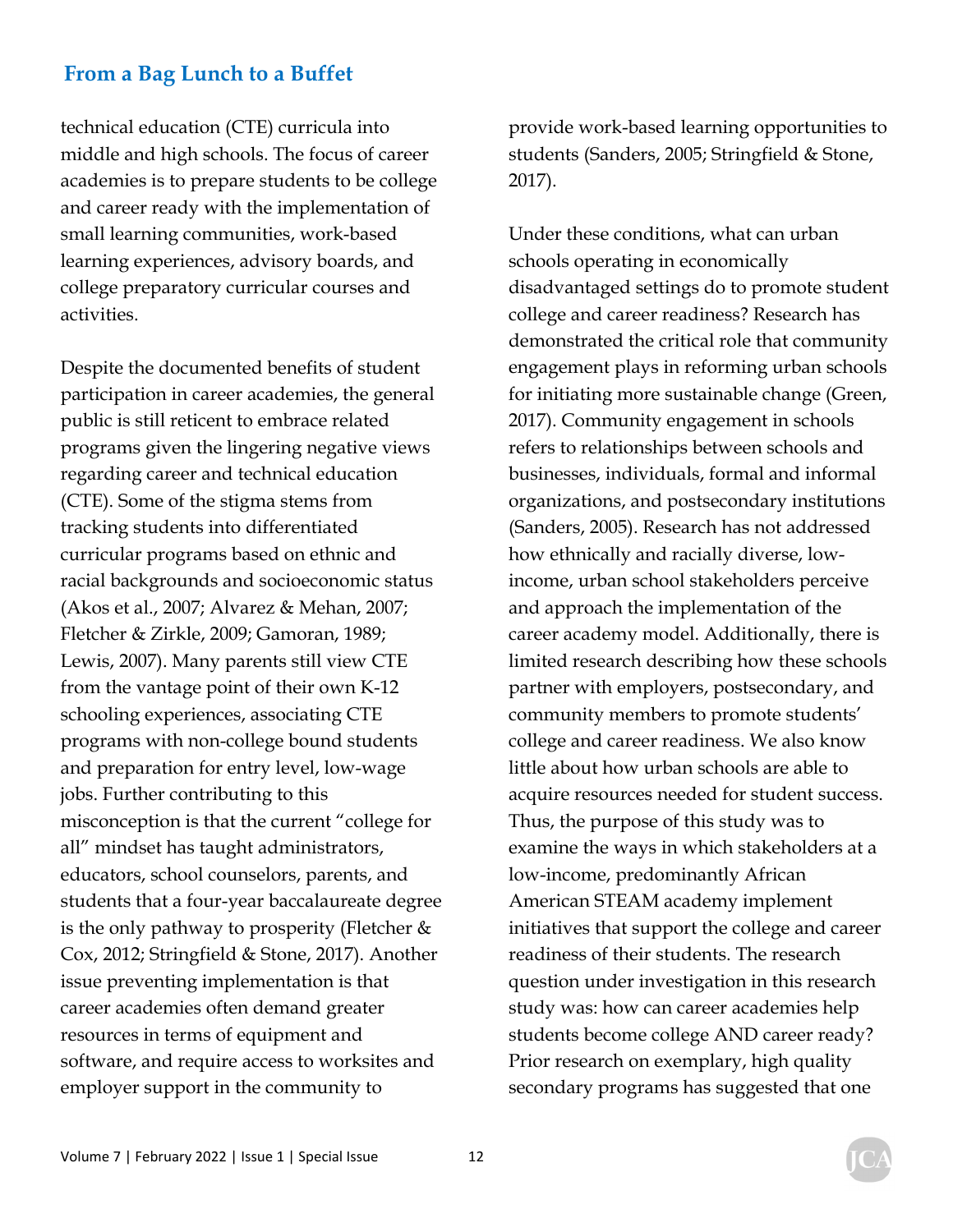technical education (CTE) curricula into middle and high schools. The focus of career academies is to prepare students to be college and career ready with the implementation of small learning communities, work-based learning experiences, advisory boards, and college preparatory curricular courses and activities.

Despite the documented benefits of student participation in career academies, the general public is still reticent to embrace related programs given the lingering negative views regarding career and technical education (CTE). Some of the stigma stems from tracking students into differentiated curricular programs based on ethnic and racial backgrounds and socioeconomic status (Akos et al., 2007; Alvarez & Mehan, 2007; Fletcher & Zirkle, 2009; Gamoran, 1989; Lewis, 2007). Many parents still view CTE from the vantage point of their own K-12 schooling experiences, associating CTE programs with non-college bound students and preparation for entry level, low-wage jobs. Further contributing to this misconception is that the current "college for all" mindset has taught administrators, educators, school counselors, parents, and students that a four-year baccalaureate degree is the only pathway to prosperity (Fletcher & Cox, 2012; Stringfield & Stone, 2017). Another issue preventing implementation is that career academies often demand greater resources in terms of equipment and software, and require access to worksites and employer support in the community to provide work-based learning opportunities to students (Sanders, 2005; Stringfield & Stone, 2017).

Under these conditions, what can urban schools operating in economically disadvantaged settings do to promote student college and career readiness? Research has demonstrated the critical role that community engagement plays in reforming urban schools for initiating more sustainable change (Green, 2017). Community engagement in schools refers to relationships between schools and businesses, individuals, formal and informal organizations, and postsecondary institutions (Sanders, 2005). Research has not addressed how ethnically and racially diverse, low-income, urban school stakeholders perceive and approach the implementation of the career academy model. Additionally, there is limited research describing how these schools partner with employers, postsecondary, and community members to promote students' college and career readiness. We also know little about how urban schools are able to acquire resources needed for student success. Thus, the purpose of this study was to examine the ways in which stakeholders at a low-income, predominantly African American STEAM academy implement initiatives that support the college and career readiness of their students. The research question under investigation in this research study was: how can career academies help students become college AND career ready? Prior research on exemplary, high quality secondary programs has suggested that one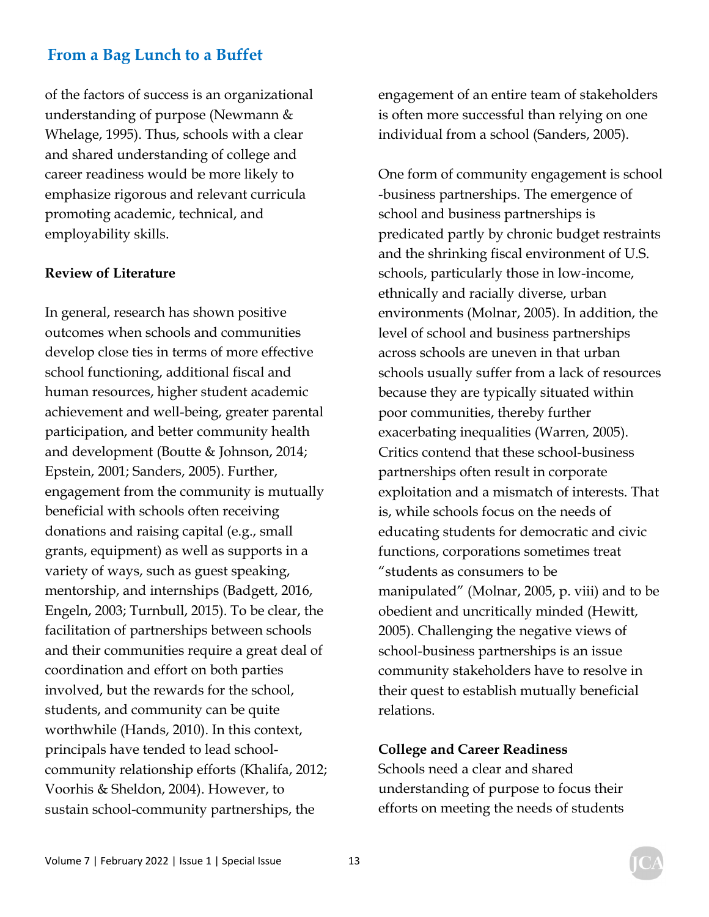of the factors of success is an organizational understanding of purpose (Newmann & Whelage, 1995). Thus, schools with a clear and shared understanding of college and career readiness would be more likely to emphasize rigorous and relevant curricula promoting academic, technical, and employability skills.

**Review of Literature**

In general, research has shown positive outcomes when schools and communities develop close ties in terms of more effective school functioning, additional fiscal and human resources, higher student academic achievement and well-being, greater parental participation, and better community health and development (Boutte & Johnson, 2014; Epstein, 2001; Sanders, 2005). Further, engagement from the community is mutually beneficial with schools often receiving donations and raising capital (e.g., small grants, equipment) as well as supports in a variety of ways, such as guest speaking, mentorship, and internships (Badgett, 2016, Engeln, 2003; Turnbull, 2015). To be clear, the facilitation of partnerships between schools and their communities require a great deal of coordination and effort on both parties involved, but the rewards for the school, students, and community can be quite worthwhile (Hands, 2010). In this context, principals have tended to lead school-community relationship efforts (Khalifa, 2012; Voorhis & Sheldon, 2004). However, to sustain school-community partnerships, the engagement of an entire team of stakeholders is often more successful than relying on one individual from a school (Sanders, 2005).

One form of community engagement is school -business partnerships. The emergence of school and business partnerships is predicated partly by chronic budget restraints and the shrinking fiscal environment of U.S. schools, particularly those in low-income, ethnically and racially diverse, urban environments (Molnar, 2005). In addition, the level of school and business partnerships across schools are uneven in that urban schools usually suffer from a lack of resources because they are typically situated within poor communities, thereby further exacerbating inequalities (Warren, 2005). Critics contend that these school-business partnerships often result in corporate exploitation and a mismatch of interests. That is, while schools focus on the needs of educating students for democratic and civic functions, corporations sometimes treat "students as consumers to be manipulated" (Molnar, 2005, p. viii) and to be obedient and uncritically minded (Hewitt, 2005). Challenging the negative views of school-business partnerships is an issue community stakeholders have to resolve in their quest to establish mutually beneficial relations.

**College and Career Readiness**

Schools need a clear and shared understanding of purpose to focus their efforts on meeting the needs of students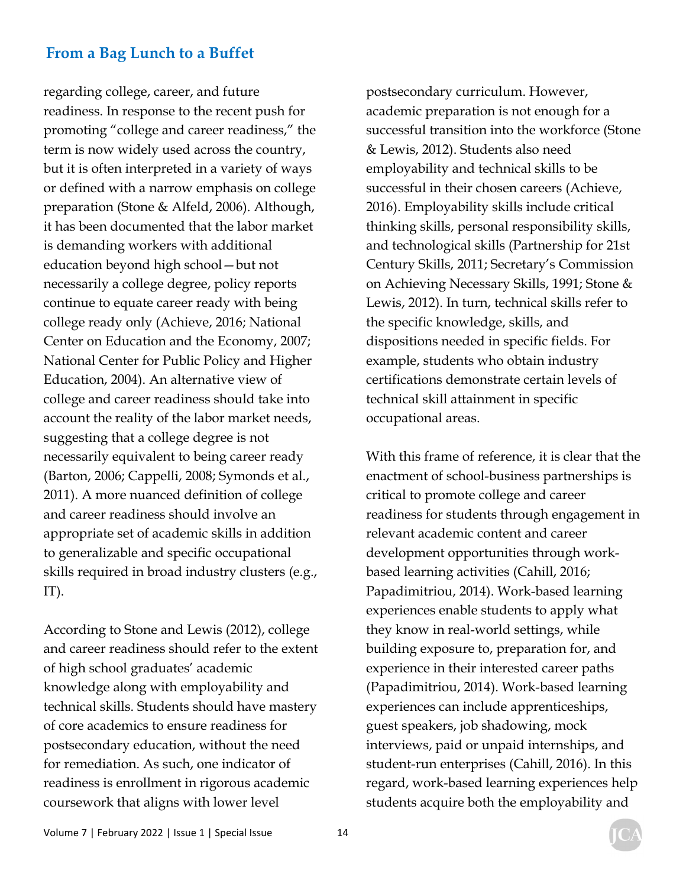regarding college, career, and future readiness. In response to the recent push for promoting "college and career readiness," the term is now widely used across the country, but it is often interpreted in a variety of ways or defined with a narrow emphasis on college preparation (Stone & Alfeld, 2006). Although, it has been documented that the labor market is demanding workers with additional education beyond high school—but not necessarily a college degree, policy reports continue to equate career ready with being college ready only (Achieve, 2016; National Center on Education and the Economy, 2007; National Center for Public Policy and Higher Education, 2004). An alternative view of college and career readiness should take into account the reality of the labor market needs, suggesting that a college degree is not necessarily equivalent to being career ready (Barton, 2006; Cappelli, 2008; Symonds et al., 2011). A more nuanced definition of college and career readiness should involve an appropriate set of academic skills in addition to generalizable and specific occupational skills required in broad industry clusters (e.g., IT).

According to Stone and Lewis (2012), college and career readiness should refer to the extent of high school graduates' academic knowledge along with employability and technical skills. Students should have mastery of core academics to ensure readiness for postsecondary education, without the need for remediation. As such, one indicator of readiness is enrollment in rigorous academic coursework that aligns with lower level postsecondary curriculum. However, academic preparation is not enough for a successful transition into the workforce (Stone & Lewis, 2012). Students also need employability and technical skills to be successful in their chosen careers (Achieve, 2016). Employability skills include critical thinking skills, personal responsibility skills, and technological skills (Partnership for 21st Century Skills, 2011; Secretary's Commission on Achieving Necessary Skills, 1991; Stone & Lewis, 2012). In turn, technical skills refer to the specific knowledge, skills, and dispositions needed in specific fields. For example, students who obtain industry certifications demonstrate certain levels of technical skill attainment in specific occupational areas.

With this frame of reference, it is clear that the enactment of school-business partnerships is critical to promote college and career readiness for students through engagement in relevant academic content and career development opportunities through work-based learning activities (Cahill, 2016; Papadimitriou, 2014). Work-based learning experiences enable students to apply what they know in real-world settings, while building exposure to, preparation for, and experience in their interested career paths (Papadimitriou, 2014). Work-based learning experiences can include apprenticeships, guest speakers, job shadowing, mock interviews, paid or unpaid internships, and student-run enterprises (Cahill, 2016). In this regard, work-based learning experiences help students acquire both the employability and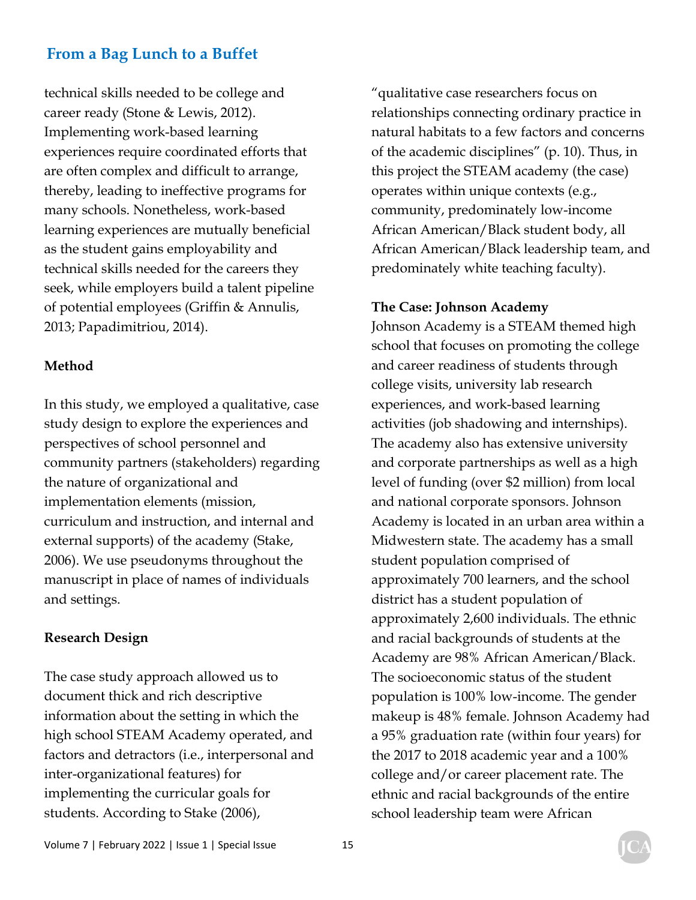technical skills needed to be college and career ready (Stone & Lewis, 2012). Implementing work-based learning experiences require coordinated efforts that are often complex and difficult to arrange, thereby, leading to ineffective programs for many schools. Nonetheless, work-based learning experiences are mutually beneficial as the student gains employability and technical skills needed for the careers they seek, while employers build a talent pipeline of potential employees (Griffin & Annulis, 2013; Papadimitriou, 2014).

## Method

In this study, we employed a qualitative, case study design to explore the experiences and perspectives of school personnel and community partners (stakeholders) regarding the nature of organizational and implementation elements (mission, curriculum and instruction, and internal and external supports) of the academy (Stake, 2006). We use pseudonyms throughout the manuscript in place of names of individuals and settings.

## Research Design

The case study approach allowed us to document thick and rich descriptive information about the setting in which the high school STEAM Academy operated, and factors and detractors (i.e., interpersonal and inter-organizational features) for implementing the curricular goals for students. According to Stake (2006), "qualitative case researchers focus on relationships connecting ordinary practice in natural habitats to a few factors and concerns of the academic disciplines" (p. 10). Thus, in this project the STEAM academy (the case) operates within unique contexts (e.g., community, predominately low-income African American/Black student body, all African American/Black leadership team, and predominately white teaching faculty).

## The Case: Johnson Academy

Johnson Academy is a STEAM themed high school that focuses on promoting the college and career readiness of students through college visits, university lab research experiences, and work-based learning activities (job shadowing and internships). The academy also has extensive university and corporate partnerships as well as a high level of funding (over $2 million) from local and national corporate sponsors. Johnson Academy is located in an urban area within a Midwestern state. The academy has a small student population comprised of approximately 700 learners, and the school district has a student population of approximately 2,600 individuals. The ethnic and racial backgrounds of students at the Academy are 98% African American/Black. The socioeconomic status of the student population is 100% low-income. The gender makeup is 48% female. Johnson Academy had a 95% graduation rate (within four years) for the 2017 to 2018 academic year and a 100% college and/or career placement rate. The ethnic and racial backgrounds of the entire school leadership team were African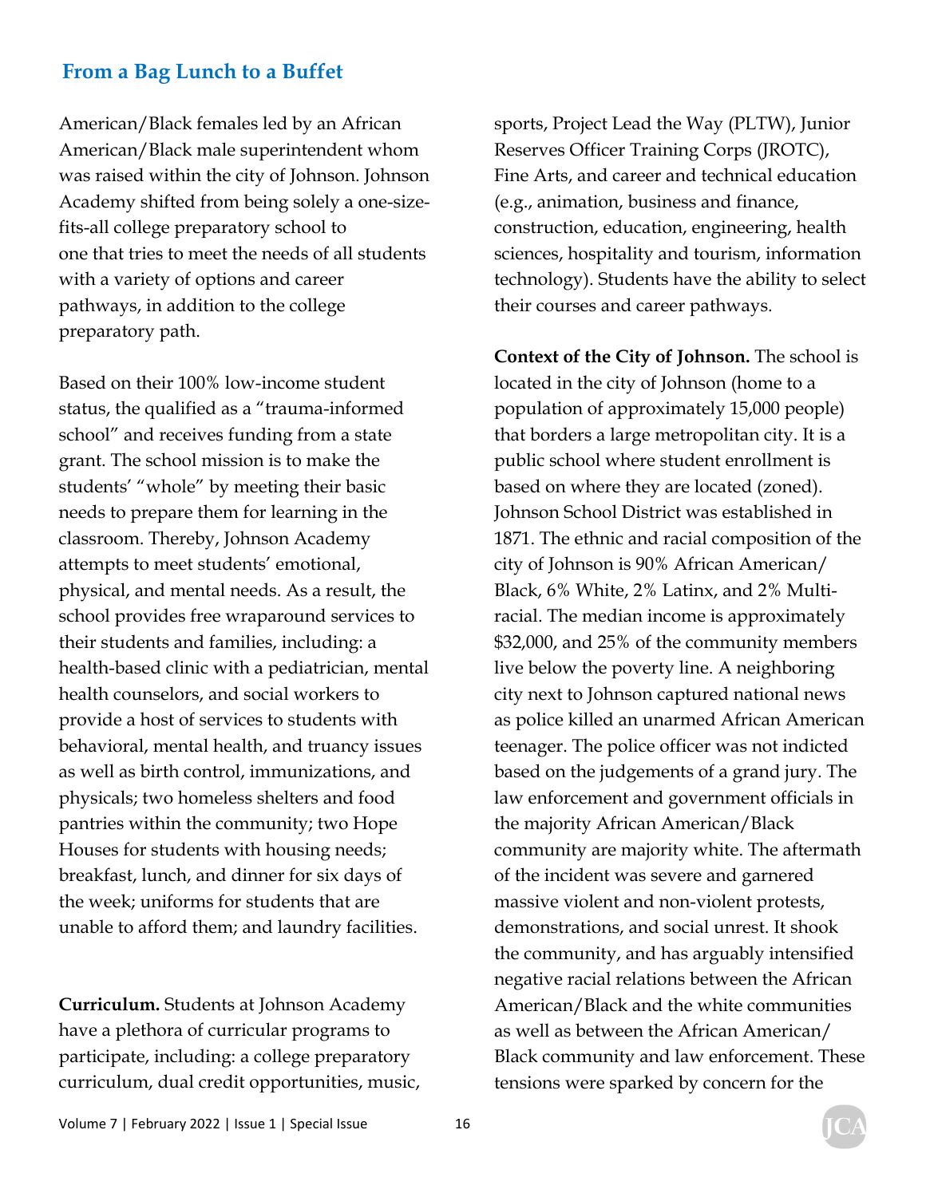American/Black females led by an African American/Black male superintendent whom was raised within the city of Johnson. Johnson Academy shifted from being solely a one-size-fits-all college preparatory school to one that tries to meet the needs of all students with a variety of options and career pathways, in addition to the college preparatory path.

Based on their 100% low-income student status, the qualified as a "trauma-informed school" and receives funding from a state grant. The school mission is to make the students' "whole" by meeting their basic needs to prepare them for learning in the classroom. Thereby, Johnson Academy attempts to meet students' emotional, physical, and mental needs. As a result, the school provides free wraparound services to their students and families, including: a health-based clinic with a pediatrician, mental health counselors, and social workers to provide a host of services to students with behavioral, mental health, and truancy issues as well as birth control, immunizations, and physicals; two homeless shelters and food pantries within the community; two Hope Houses for students with housing needs; breakfast, lunch, and dinner for six days of the week; uniforms for students that are unable to afford them; and laundry facilities.

**Curriculum.** Students at Johnson Academy have a plethora of curricular programs to participate, including: a college preparatory curriculum, dual credit opportunities, music, sports, Project Lead the Way (PLTW), Junior Reserves Officer Training Corps (JROTC), Fine Arts, and career and technical education (e.g., animation, business and finance, construction, education, engineering, health sciences, hospitality and tourism, information technology). Students have the ability to select their courses and career pathways.

**Context of the City of Johnson.** The school is located in the city of Johnson (home to a population of approximately 15,000 people) that borders a large metropolitan city. It is a public school where student enrollment is based on where they are located (zoned). Johnson School District was established in 1871. The ethnic and racial composition of the city of Johnson is 90% African American/ Black, 6% White, 2% Latinx, and 2% Multi-racial. The median income is approximately $32,000, and 25% of the community members live below the poverty line. A neighboring city next to Johnson captured national news as police killed an unarmed African American teenager. The police officer was not indicted based on the judgements of a grand jury. The law enforcement and government officials in the majority African American/Black community are majority white. The aftermath of the incident was severe and garnered massive violent and non-violent protests, demonstrations, and social unrest. It shook the community, and has arguably intensified negative racial relations between the African American/Black and the white communities as well as between the African American/ Black community and law enforcement. These tensions were sparked by concern for the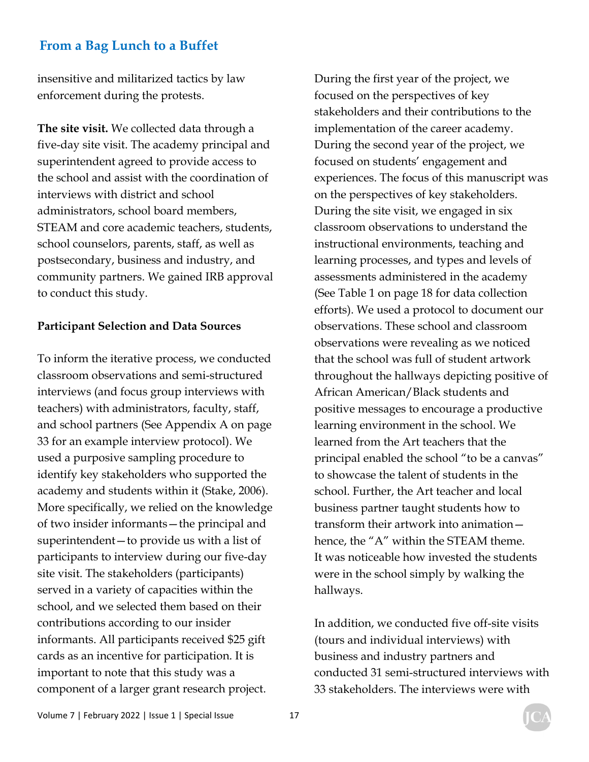insensitive and militarized tactics by law enforcement during the protests.

**The site visit.** We collected data through a five-day site visit. The academy principal and superintendent agreed to provide access to the school and assist with the coordination of interviews with district and school administrators, school board members, STEAM and core academic teachers, students, school counselors, parents, staff, as well as postsecondary, business and industry, and community partners. We gained IRB approval to conduct this study.

### Participant Selection and Data Sources

To inform the iterative process, we conducted classroom observations and semi-structured interviews (and focus group interviews with teachers) with administrators, faculty, staff, and school partners (See Appendix A on page 33 for an example interview protocol). We used a purposive sampling procedure to identify key stakeholders who supported the academy and students within it (Stake, 2006). More specifically, we relied on the knowledge of two insider informants—the principal and superintendent—to provide us with a list of participants to interview during our five-day site visit. The stakeholders (participants) served in a variety of capacities within the school, and we selected them based on their contributions according to our insider informants. All participants received $25 gift cards as an incentive for participation. It is important to note that this study was a component of a larger grant research project.

During the first year of the project, we focused on the perspectives of key stakeholders and their contributions to the implementation of the career academy. During the second year of the project, we focused on students' engagement and experiences. The focus of this manuscript was on the perspectives of key stakeholders. During the site visit, we engaged in six classroom observations to understand the instructional environments, teaching and learning processes, and types and levels of assessments administered in the academy (See Table 1 on page 18 for data collection efforts). We used a protocol to document our observations. These school and classroom observations were revealing as we noticed that the school was full of student artwork throughout the hallways depicting positive of African American/Black students and positive messages to encourage a productive learning environment in the school. We learned from the Art teachers that the principal enabled the school "to be a canvas" to showcase the talent of students in the school. Further, the Art teacher and local business partner taught students how to transform their artwork into animation—hence, the "A" within the STEAM theme. It was noticeable how invested the students were in the school simply by walking the hallways.

In addition, we conducted five off-site visits (tours and individual interviews) with business and industry partners and conducted 31 semi-structured interviews with 33 stakeholders. The interviews were with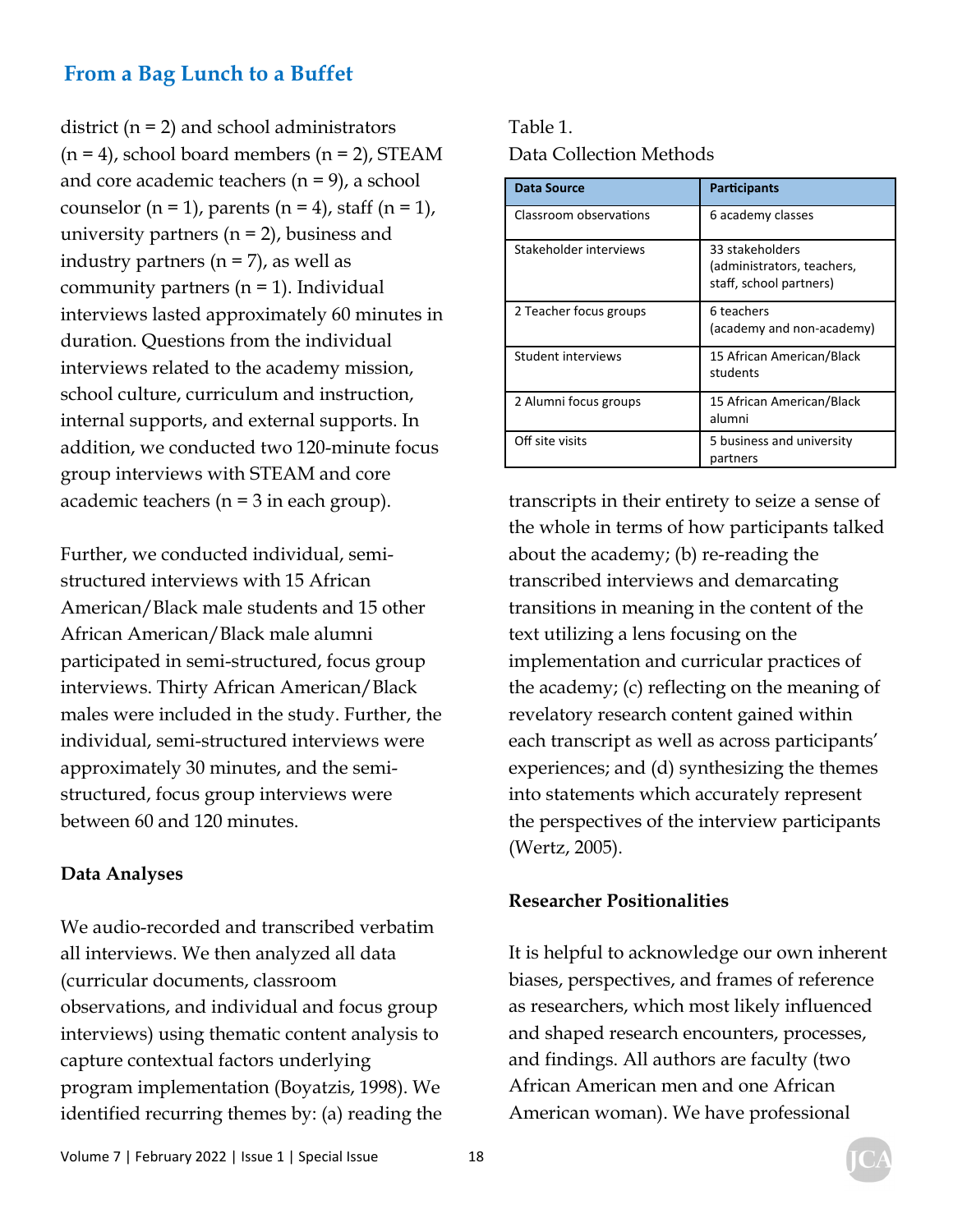district (n = 2) and school administrators (n = 4), school board members (n = 2), STEAM and core academic teachers (n = 9), a school counselor (n = 1), parents (n = 4), staff (n = 1), university partners (n = 2), business and industry partners (n = 7), as well as community partners (n = 1). Individual interviews lasted approximately 60 minutes in duration. Questions from the individual interviews related to the academy mission, school culture, curriculum and instruction, internal supports, and external supports. In addition, we conducted two 120-minute focus group interviews with STEAM and core academic teachers (n = 3 in each group).

Further, we conducted individual, semi-structured interviews with 15 African American/Black male students and 15 other African American/Black male alumni participated in semi-structured, focus group interviews. Thirty African American/Black males were included in the study. Further, the individual, semi-structured interviews were approximately 30 minutes, and the semi-structured, focus group interviews were between 60 and 120 minutes.

**Data Analyses**

We audio-recorded and transcribed verbatim all interviews. We then analyzed all data (curricular documents, classroom observations, and individual and focus group interviews) using thematic content analysis to capture contextual factors underlying program implementation (Boyatzis, 1998). We identified recurring themes by: (a) reading the transcripts in their entirety to seize a sense of the whole in terms of how participants talked about the academy; (b) re-reading the transcribed interviews and demarcating transitions in meaning in the content of the text utilizing a lens focusing on the implementation and curricular practices of the academy; (c) reflecting on the meaning of revelatory research content gained within each transcript as well as across participants' experiences; and (d) synthesizing the themes into statements which accurately represent the perspectives of the interview participants (Wertz, 2005).

Table 1.
Data Collection Methods

| Data Source | Participants |
|---|---|
| Classroom observations | 6 academy classes |
| Stakeholder interviews | 33 stakeholders (administrators, teachers, staff, school partners) |
| 2 Teacher focus groups | 6 teachers (academy and non-academy) |
| Student interviews | 15 African American/Black students |
| 2 Alumni focus groups | 15 African American/Black alumni |
| Off site visits | 5 business and university partners |

**Researcher Positionalities**

It is helpful to acknowledge our own inherent biases, perspectives, and frames of reference as researchers, which most likely influenced and shaped research encounters, processes, and findings. All authors are faculty (two African American men and one African American woman). We have professional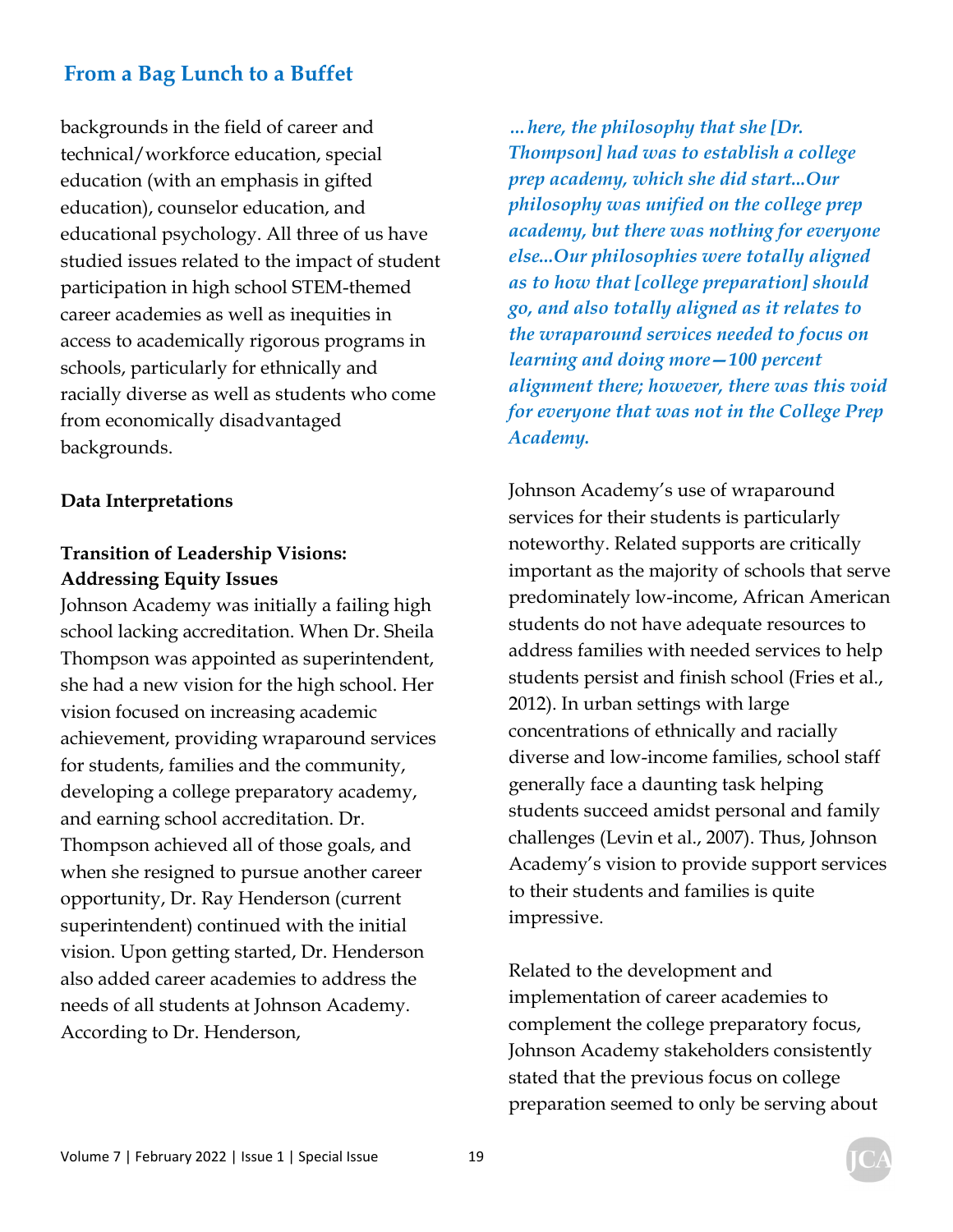backgrounds in the field of career and technical/workforce education, special education (with an emphasis in gifted education), counselor education, and educational psychology. All three of us have studied issues related to the impact of student participation in high school STEM-themed career academies as well as inequities in access to academically rigorous programs in schools, particularly for ethnically and racially diverse as well as students who come from economically disadvantaged backgrounds.

**Data Interpretations**

**Transition of Leadership Visions: Addressing Equity Issues**

Johnson Academy was initially a failing high school lacking accreditation. When Dr. Sheila Thompson was appointed as superintendent, she had a new vision for the high school. Her vision focused on increasing academic achievement, providing wraparound services for students, families and the community, developing a college preparatory academy, and earning school accreditation. Dr. Thompson achieved all of those goals, and when she resigned to pursue another career opportunity, Dr. Ray Henderson (current superintendent) continued with the initial vision. Upon getting started, Dr. Henderson also added career academies to address the needs of all students at Johnson Academy. According to Dr. Henderson,

> *…here, the philosophy that she [Dr. Thompson] had was to establish a college prep academy, which she did start...Our philosophy was unified on the college prep academy, but there was nothing for everyone else...Our philosophies were totally aligned as to how that [college preparation] should go, and also totally aligned as it relates to the wraparound services needed to focus on learning and doing more—100 percent alignment there; however, there was this void for everyone that was not in the College Prep Academy.*

Johnson Academy's use of wraparound services for their students is particularly noteworthy. Related supports are critically important as the majority of schools that serve predominately low-income, African American students do not have adequate resources to address families with needed services to help students persist and finish school (Fries et al., 2012). In urban settings with large concentrations of ethnically and racially diverse and low-income families, school staff generally face a daunting task helping students succeed amidst personal and family challenges (Levin et al., 2007). Thus, Johnson Academy's vision to provide support services to their students and families is quite impressive.

Related to the development and implementation of career academies to complement the college preparatory focus, Johnson Academy stakeholders consistently stated that the previous focus on college preparation seemed to only be serving about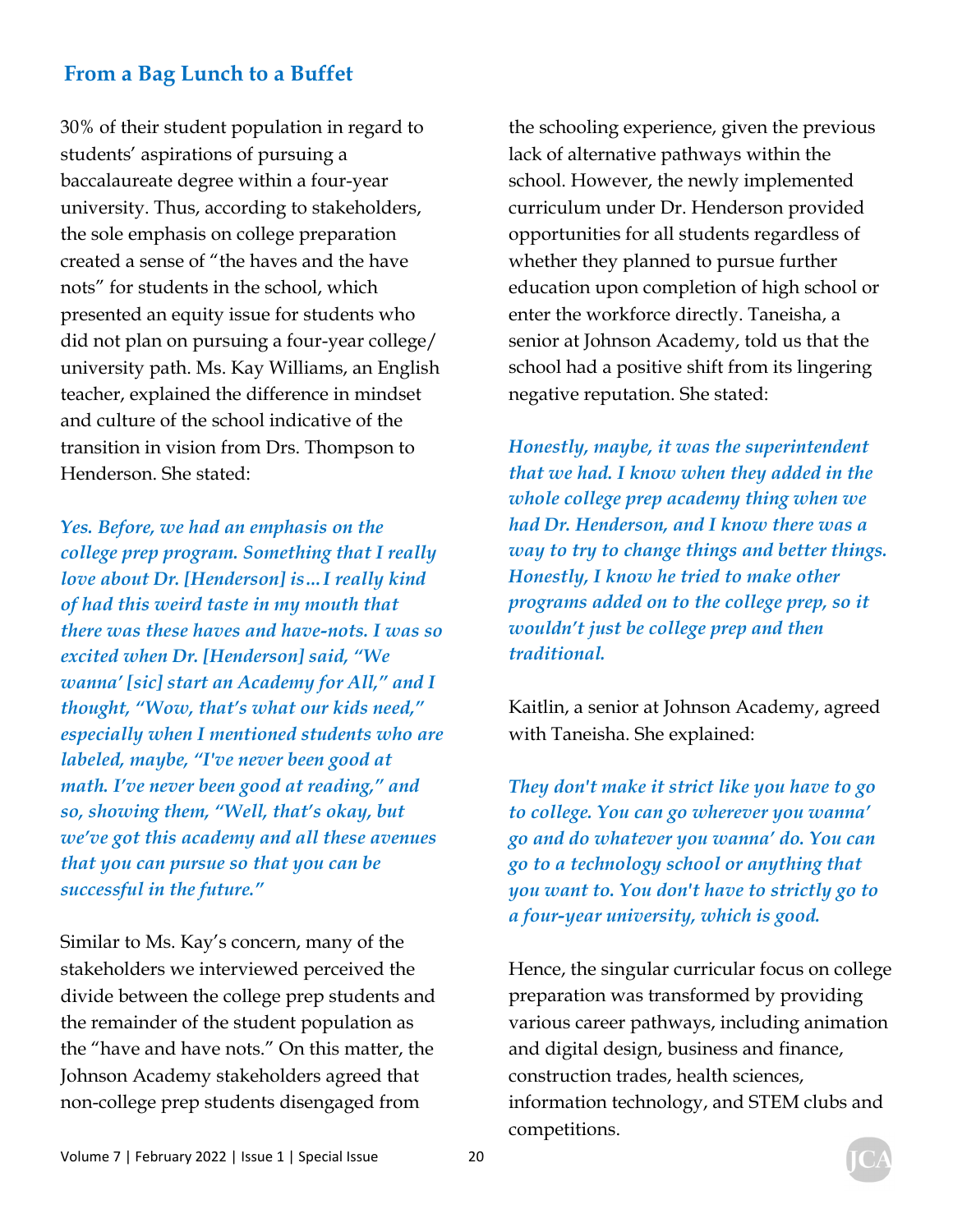## From a Bag Lunch to a Buffet

30% of their student population in regard to students' aspirations of pursuing a baccalaureate degree within a four-year university. Thus, according to stakeholders, the sole emphasis on college preparation created a sense of "the haves and the have nots" for students in the school, which presented an equity issue for students who did not plan on pursuing a four-year college/university path. Ms. Kay Williams, an English teacher, explained the difference in mindset and culture of the school indicative of the transition in vision from Drs. Thompson to Henderson. She stated:

> ***Yes. Before, we had an emphasis on the college prep program. Something that I really love about Dr. [Henderson] is…I really kind of had this weird taste in my mouth that there was these haves and have-nots. I was so excited when Dr. [Henderson] said, "We wanna' [sic] start an Academy for All," and I thought, "Wow, that's what our kids need," especially when I mentioned students who are labeled, maybe, "I've never been good at math. I've never been good at reading," and so, showing them, "Well, that's okay, but we've got this academy and all these avenues that you can pursue so that you can be successful in the future."***

Similar to Ms. Kay's concern, many of the stakeholders we interviewed perceived the divide between the college prep students and the remainder of the student population as the "have and have nots." On this matter, the Johnson Academy stakeholders agreed that non-college prep students disengaged from the schooling experience, given the previous lack of alternative pathways within the school. However, the newly implemented curriculum under Dr. Henderson provided opportunities for all students regardless of whether they planned to pursue further education upon completion of high school or enter the workforce directly. Taneisha, a senior at Johnson Academy, told us that the school had a positive shift from its lingering negative reputation. She stated:

> ***Honestly, maybe, it was the superintendent that we had. I know when they added in the whole college prep academy thing when we had Dr. Henderson, and I know there was a way to try to change things and better things. Honestly, I know he tried to make other programs added on to the college prep, so it wouldn't just be college prep and then traditional.***

Kaitlin, a senior at Johnson Academy, agreed with Taneisha. She explained:

> ***They don't make it strict like you have to go to college. You can go wherever you wanna' go and do whatever you wanna' do. You can go to a technology school or anything that you want to. You don't have to strictly go to a four-year university, which is good.***

Hence, the singular curricular focus on college preparation was transformed by providing various career pathways, including animation and digital design, business and finance, construction trades, health sciences, information technology, and STEM clubs and competitions.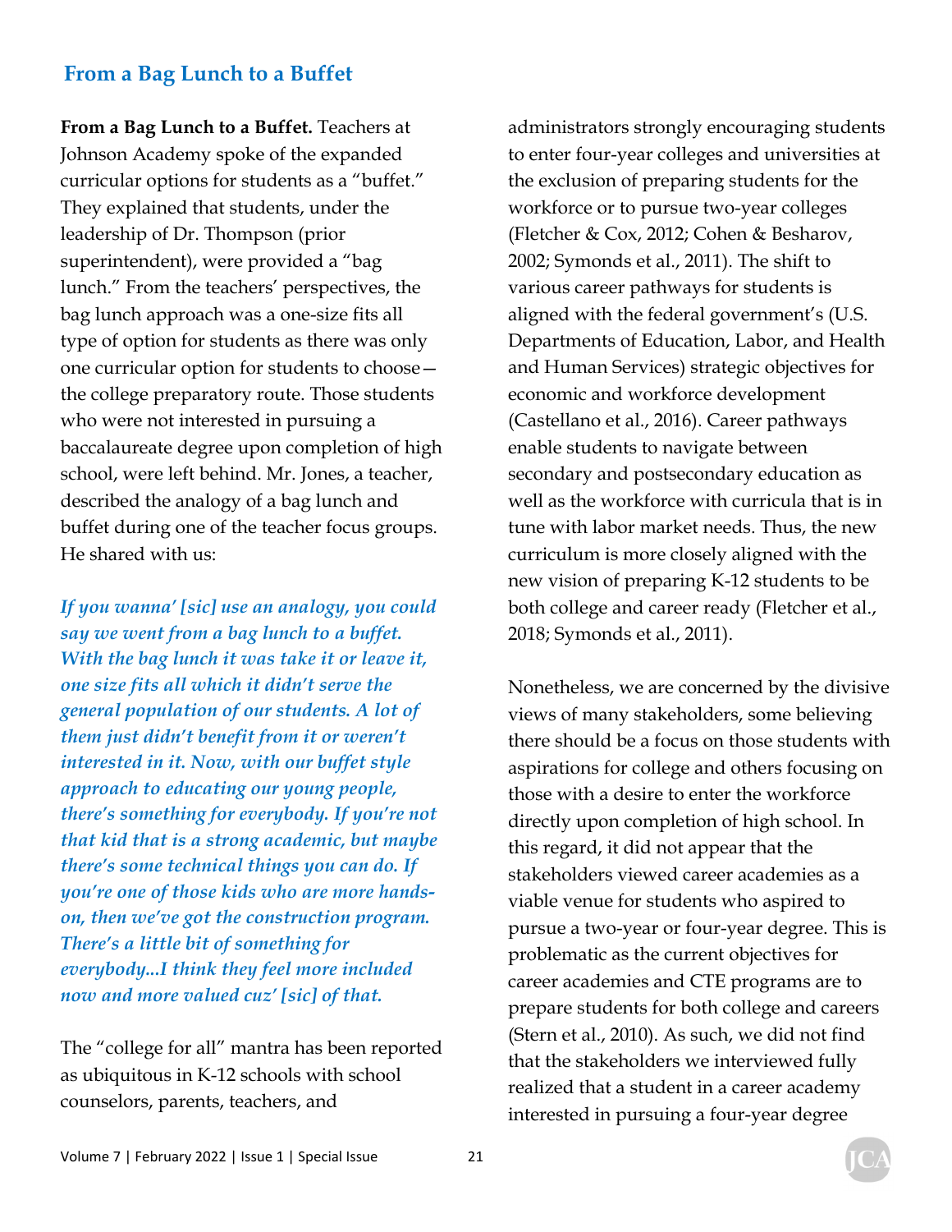## From a Bag Lunch to a Buffet

**From a Bag Lunch to a Buffet.** Teachers at Johnson Academy spoke of the expanded curricular options for students as a "buffet." They explained that students, under the leadership of Dr. Thompson (prior superintendent), were provided a "bag lunch." From the teachers' perspectives, the bag lunch approach was a one-size fits all type of option for students as there was only one curricular option for students to choose—the college preparatory route. Those students who were not interested in pursuing a baccalaureate degree upon completion of high school, were left behind. Mr. Jones, a teacher, described the analogy of a bag lunch and buffet during one of the teacher focus groups. He shared with us:

***If you wanna' [sic] use an analogy, you could say we went from a bag lunch to a buffet. With the bag lunch it was take it or leave it, one size fits all which it didn't serve the general population of our students. A lot of them just didn't benefit from it or weren't interested in it. Now, with our buffet style approach to educating our young people, there's something for everybody. If you're not that kid that is a strong academic, but maybe there's some technical things you can do. If you're one of those kids who are more hands-on, then we've got the construction program. There's a little bit of something for everybody...I think they feel more included now and more valued cuz' [sic] of that.***

The "college for all" mantra has been reported as ubiquitous in K-12 schools with school counselors, parents, teachers, and administrators strongly encouraging students to enter four-year colleges and universities at the exclusion of preparing students for the workforce or to pursue two-year colleges (Fletcher & Cox, 2012; Cohen & Besharov, 2002; Symonds et al., 2011). The shift to various career pathways for students is aligned with the federal government's (U.S. Departments of Education, Labor, and Health and Human Services) strategic objectives for economic and workforce development (Castellano et al., 2016). Career pathways enable students to navigate between secondary and postsecondary education as well as the workforce with curricula that is in tune with labor market needs. Thus, the new curriculum is more closely aligned with the new vision of preparing K-12 students to be both college and career ready (Fletcher et al., 2018; Symonds et al., 2011).

Nonetheless, we are concerned by the divisive views of many stakeholders, some believing there should be a focus on those students with aspirations for college and others focusing on those with a desire to enter the workforce directly upon completion of high school. In this regard, it did not appear that the stakeholders viewed career academies as a viable venue for students who aspired to pursue a two-year or four-year degree. This is problematic as the current objectives for career academies and CTE programs are to prepare students for both college and careers (Stern et al., 2010). As such, we did not find that the stakeholders we interviewed fully realized that a student in a career academy interested in pursuing a four-year degree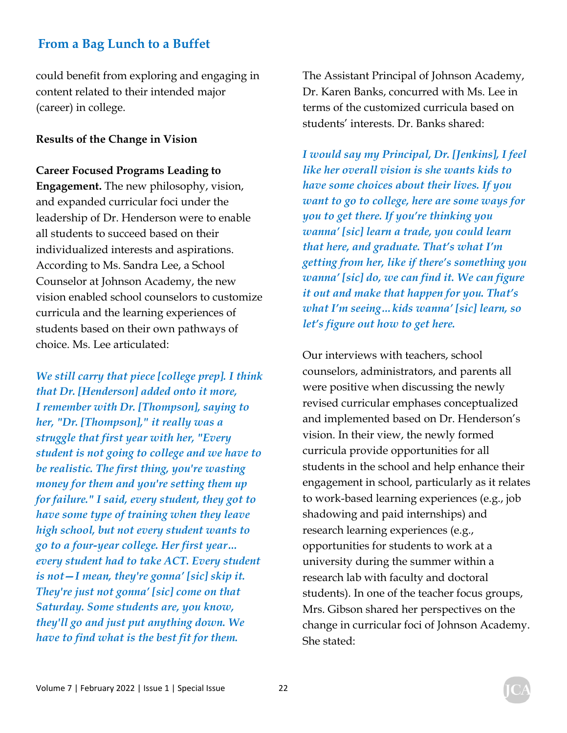could benefit from exploring and engaging in content related to their intended major (career) in college.

**Results of the Change in Vision**

**Career Focused Programs Leading to Engagement.** The new philosophy, vision, and expanded curricular foci under the leadership of Dr. Henderson were to enable all students to succeed based on their individualized interests and aspirations. According to Ms. Sandra Lee, a School Counselor at Johnson Academy, the new vision enabled school counselors to customize curricula and the learning experiences of students based on their own pathways of choice. Ms. Lee articulated:

> ***We still carry that piece [college prep]. I think that Dr. [Henderson] added onto it more, I remember with Dr. [Thompson], saying to her, "Dr. [Thompson]," it really was a struggle that first year with her, "Every student is not going to college and we have to be realistic. The first thing, you're wasting money for them and you're setting them up for failure." I said, every student, they got to have some type of training when they leave high school, but not every student wants to go to a four-year college. Her first year… every student had to take ACT. Every student is not—I mean, they're gonna' [sic] skip it. They're just not gonna' [sic] come on that Saturday. Some students are, you know, they'll go and just put anything down. We have to find what is the best fit for them.***

The Assistant Principal of Johnson Academy, Dr. Karen Banks, concurred with Ms. Lee in terms of the customized curricula based on students' interests. Dr. Banks shared:

> ***I would say my Principal, Dr. [Jenkins], I feel like her overall vision is she wants kids to have some choices about their lives. If you want to go to college, here are some ways for you to get there. If you're thinking you wanna' [sic] learn a trade, you could learn that here, and graduate. That's what I'm getting from her, like if there's something you wanna' [sic] do, we can find it. We can figure it out and make that happen for you. That's what I'm seeing…kids wanna' [sic] learn, so let's figure out how to get here.***

Our interviews with teachers, school counselors, administrators, and parents all were positive when discussing the newly revised curricular emphases conceptualized and implemented based on Dr. Henderson's vision. In their view, the newly formed curricula provide opportunities for all students in the school and help enhance their engagement in school, particularly as it relates to work-based learning experiences (e.g., job shadowing and paid internships) and research learning experiences (e.g., opportunities for students to work at a university during the summer within a research lab with faculty and doctoral students). In one of the teacher focus groups, Mrs. Gibson shared her perspectives on the change in curricular foci of Johnson Academy. She stated: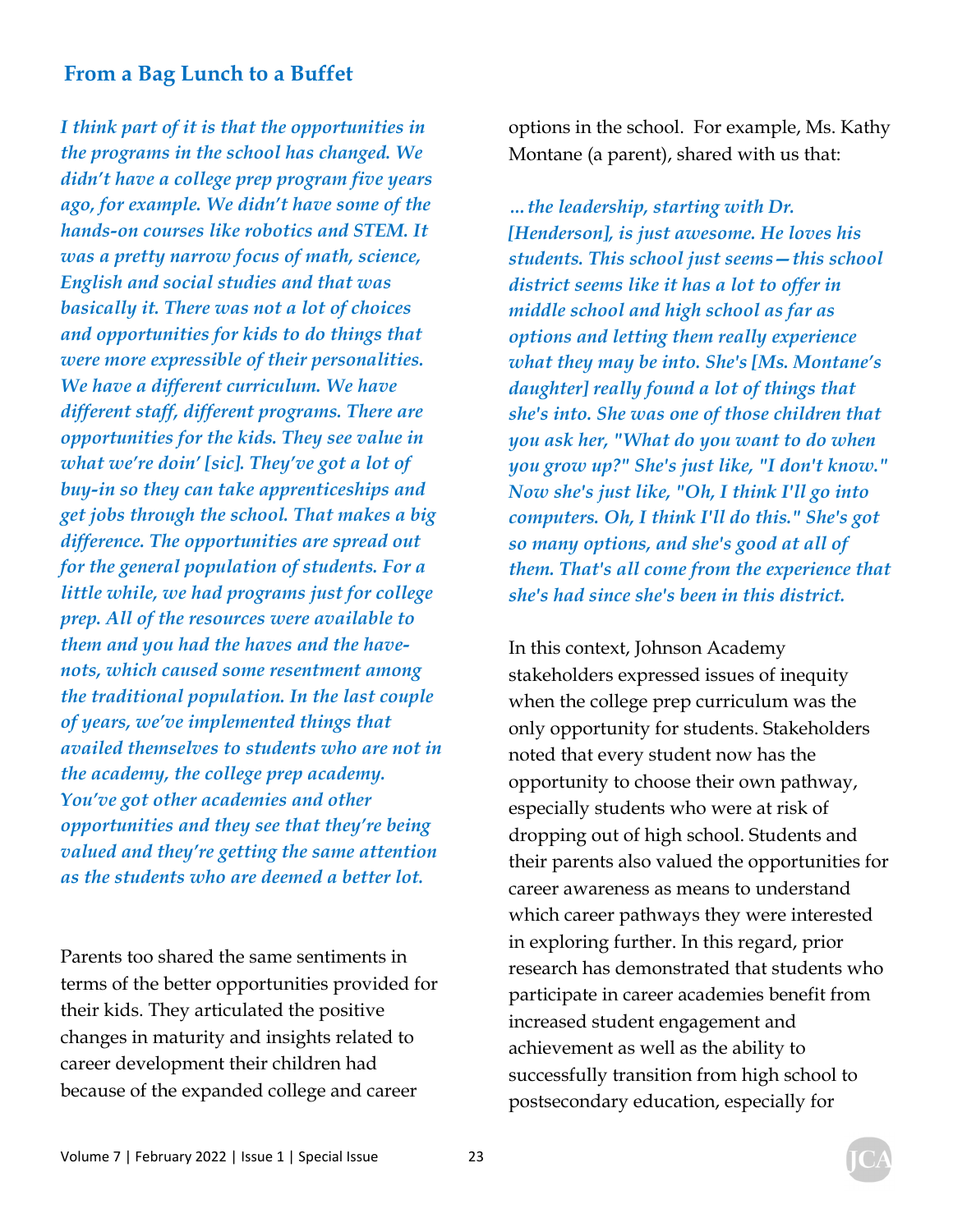## From a Bag Lunch to a Buffet

*I think part of it is that the opportunities in the programs in the school has changed. We didn't have a college prep program five years ago, for example. We didn't have some of the hands-on courses like robotics and STEM. It was a pretty narrow focus of math, science, English and social studies and that was basically it. There was not a lot of choices and opportunities for kids to do things that were more expressible of their personalities. We have a different curriculum. We have different staff, different programs. There are opportunities for the kids. They see value in what we're doin' [sic]. They've got a lot of buy-in so they can take apprenticeships and get jobs through the school. That makes a big difference. The opportunities are spread out for the general population of students. For a little while, we had programs just for college prep. All of the resources were available to them and you had the haves and the have-nots, which caused some resentment among the traditional population. In the last couple of years, we've implemented things that availed themselves to students who are not in the academy, the college prep academy. You've got other academies and other opportunities and they see that they're being valued and they're getting the same attention as the students who are deemed a better lot.*

Parents too shared the same sentiments in terms of the better opportunities provided for their kids. They articulated the positive changes in maturity and insights related to career development their children had because of the expanded college and career options in the school. For example, Ms. Kathy Montane (a parent), shared with us that:

*…the leadership, starting with Dr. [Henderson], is just awesome. He loves his students. This school just seems—this school district seems like it has a lot to offer in middle school and high school as far as options and letting them really experience what they may be into. She's [Ms. Montane's daughter] really found a lot of things that she's into. She was one of those children that you ask her, "What do you want to do when you grow up?" She's just like, "I don't know." Now she's just like, "Oh, I think I'll go into computers. Oh, I think I'll do this." She's got so many options, and she's good at all of them. That's all come from the experience that she's had since she's been in this district.*

In this context, Johnson Academy stakeholders expressed issues of inequity when the college prep curriculum was the only opportunity for students. Stakeholders noted that every student now has the opportunity to choose their own pathway, especially students who were at risk of dropping out of high school. Students and their parents also valued the opportunities for career awareness as means to understand which career pathways they were interested in exploring further. In this regard, prior research has demonstrated that students who participate in career academies benefit from increased student engagement and achievement as well as the ability to successfully transition from high school to postsecondary education, especially for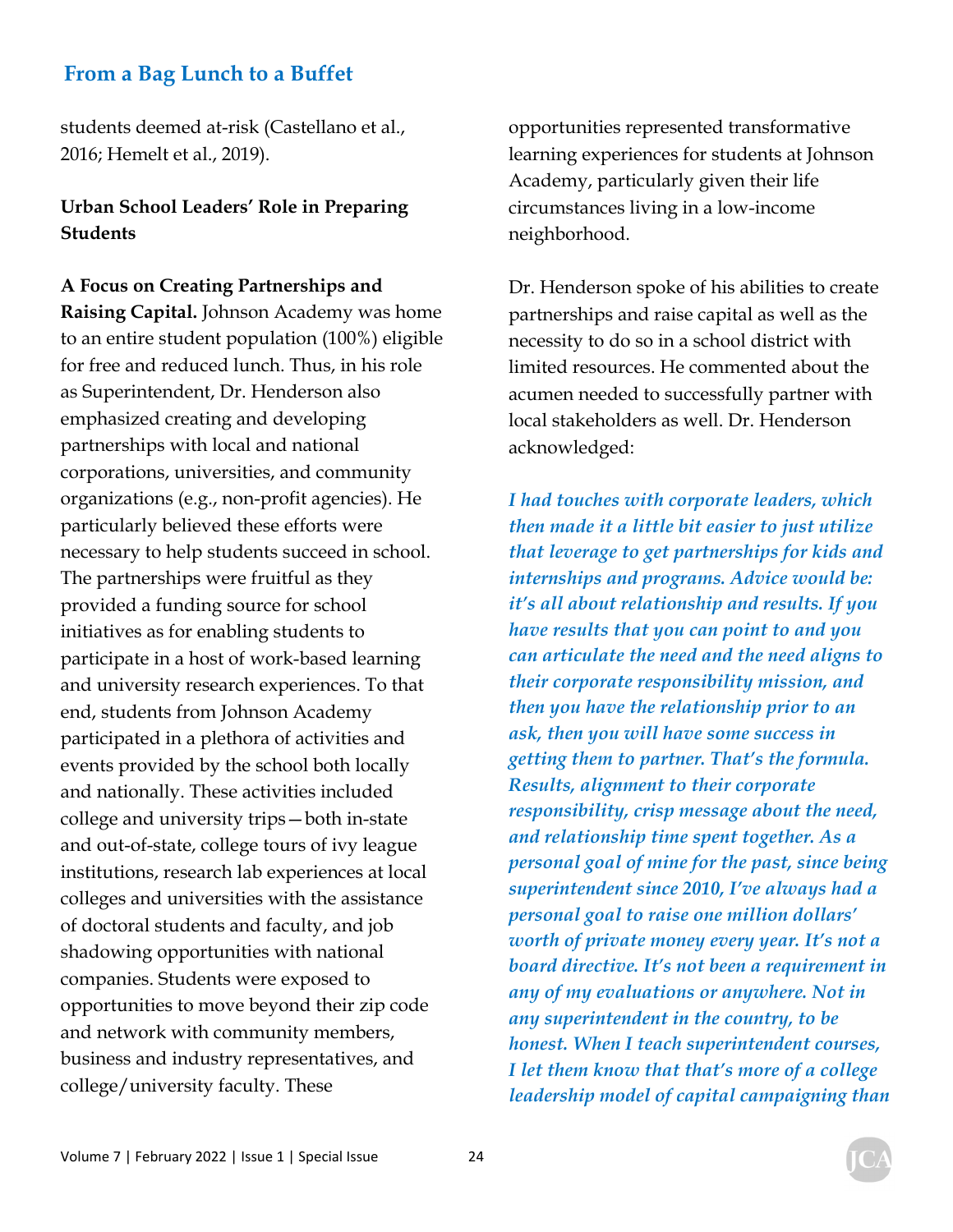students deemed at-risk (Castellano et al., 2016; Hemelt et al., 2019).

### Urban School Leaders' Role in Preparing Students

**A Focus on Creating Partnerships and Raising Capital.** Johnson Academy was home to an entire student population (100%) eligible for free and reduced lunch. Thus, in his role as Superintendent, Dr. Henderson also emphasized creating and developing partnerships with local and national corporations, universities, and community organizations (e.g., non-profit agencies). He particularly believed these efforts were necessary to help students succeed in school. The partnerships were fruitful as they provided a funding source for school initiatives as for enabling students to participate in a host of work-based learning and university research experiences. To that end, students from Johnson Academy participated in a plethora of activities and events provided by the school both locally and nationally. These activities included college and university trips—both in-state and out-of-state, college tours of ivy league institutions, research lab experiences at local colleges and universities with the assistance of doctoral students and faculty, and job shadowing opportunities with national companies. Students were exposed to opportunities to move beyond their zip code and network with community members, business and industry representatives, and college/university faculty. These opportunities represented transformative learning experiences for students at Johnson Academy, particularly given their life circumstances living in a low-income neighborhood.

Dr. Henderson spoke of his abilities to create partnerships and raise capital as well as the necessity to do so in a school district with limited resources. He commented about the acumen needed to successfully partner with local stakeholders as well. Dr. Henderson acknowledged:

> ***I had touches with corporate leaders, which then made it a little bit easier to just utilize that leverage to get partnerships for kids and internships and programs. Advice would be: it's all about relationship and results. If you have results that you can point to and you can articulate the need and the need aligns to their corporate responsibility mission, and then you have the relationship prior to an ask, then you will have some success in getting them to partner. That's the formula. Results, alignment to their corporate responsibility, crisp message about the need, and relationship time spent together. As a personal goal of mine for the past, since being superintendent since 2010, I've always had a personal goal to raise one million dollars' worth of private money every year. It's not a board directive. It's not been a requirement in any of my evaluations or anywhere. Not in any superintendent in the country, to be honest. When I teach superintendent courses, I let them know that that's more of a college leadership model of capital campaigning than***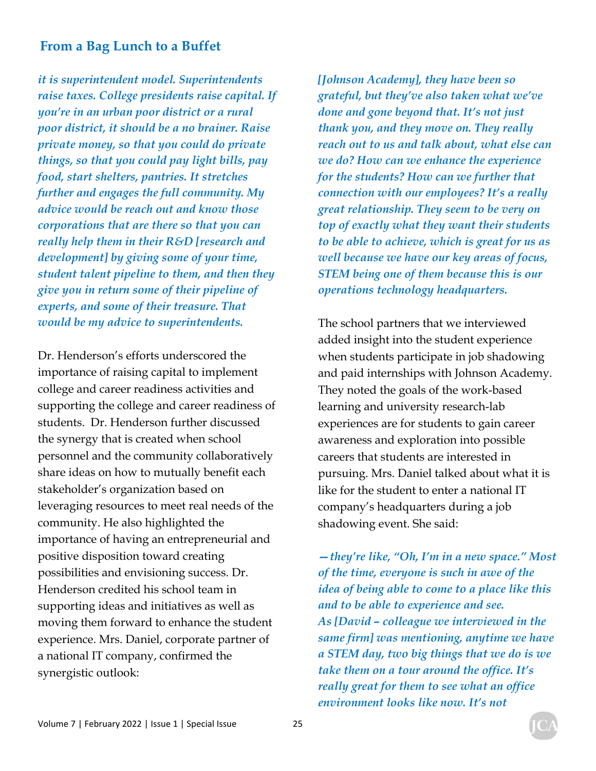*it is superintendent model. Superintendents raise taxes. College presidents raise capital. If you're in an urban poor district or a rural poor district, it should be a no brainer. Raise private money, so that you could do private things, so that you could pay light bills, pay food, start shelters, pantries. It stretches further and engages the full community. My advice would be reach out and know those corporations that are there so that you can really help them in their R&D [research and development] by giving some of your time, student talent pipeline to them, and then they give you in return some of their pipeline of experts, and some of their treasure. That would be my advice to superintendents.*

Dr. Henderson's efforts underscored the importance of raising capital to implement college and career readiness activities and supporting the college and career readiness of students. Dr. Henderson further discussed the synergy that is created when school personnel and the community collaboratively share ideas on how to mutually benefit each stakeholder's organization based on leveraging resources to meet real needs of the community. He also highlighted the importance of having an entrepreneurial and positive disposition toward creating possibilities and envisioning success. Dr. Henderson credited his school team in supporting ideas and initiatives as well as moving them forward to enhance the student experience. Mrs. Daniel, corporate partner of a national IT company, confirmed the synergistic outlook:

*[Johnson Academy], they have been so grateful, but they've also taken what we've done and gone beyond that. It's not just thank you, and they move on. They really reach out to us and talk about, what else can we do? How can we enhance the experience for the students? How can we further that connection with our employees? It's a really great relationship. They seem to be very on top of exactly what they want their students to be able to achieve, which is great for us as well because we have our key areas of focus, STEM being one of them because this is our operations technology headquarters.*

The school partners that we interviewed added insight into the student experience when students participate in job shadowing and paid internships with Johnson Academy. They noted the goals of the work-based learning and university research-lab experiences are for students to gain career awareness and exploration into possible careers that students are interested in pursuing. Mrs. Daniel talked about what it is like for the student to enter a national IT company's headquarters during a job shadowing event. She said:

*—they're like, "Oh, I'm in a new space." Most of the time, everyone is such in awe of the idea of being able to come to a place like this and to be able to experience and see. As [David – colleague we interviewed in the same firm] was mentioning, anytime we have a STEM day, two big things that we do is we take them on a tour around the office. It's really great for them to see what an office environment looks like now. It's not*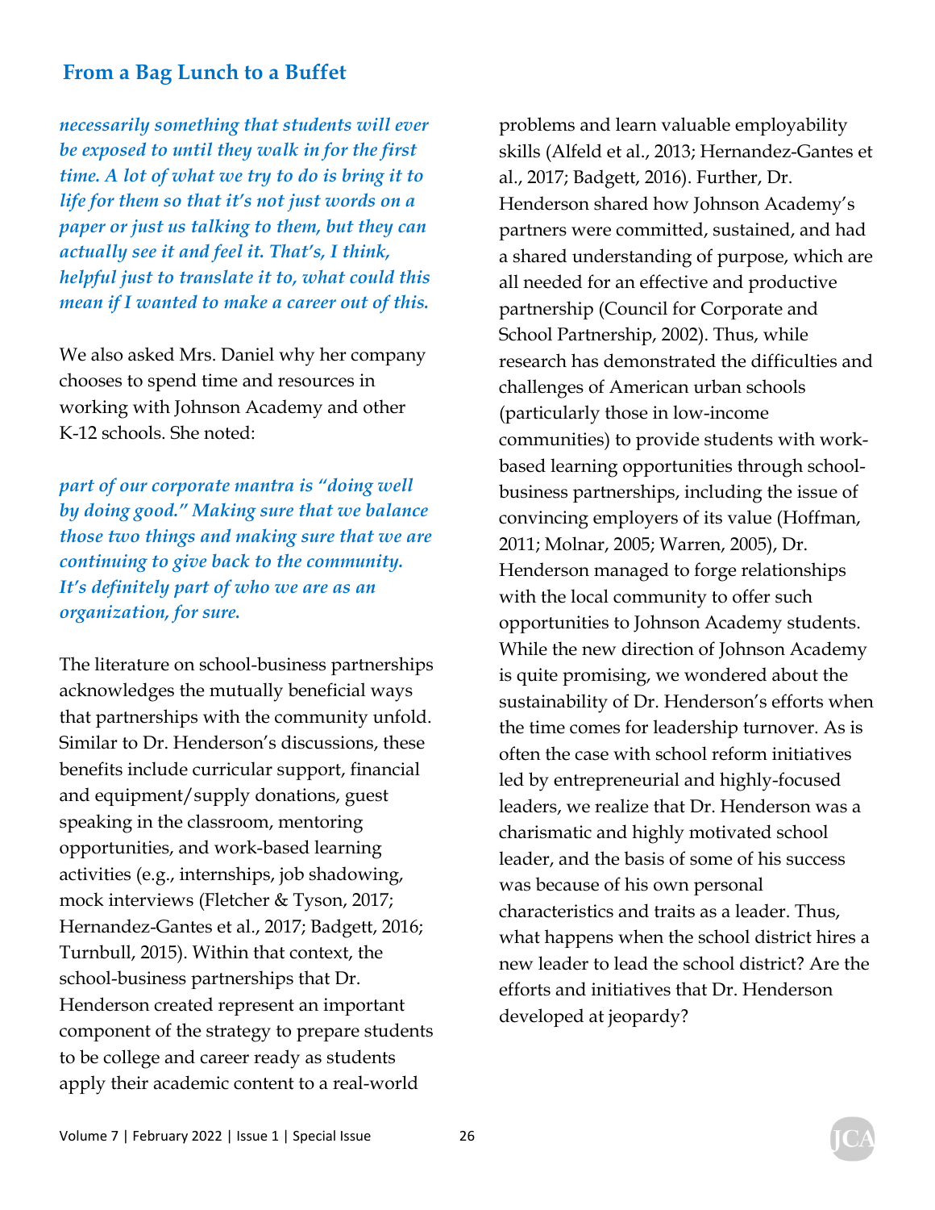*necessarily something that students will ever be exposed to until they walk in for the first time. A lot of what we try to do is bring it to life for them so that it's not just words on a paper or just us talking to them, but they can actually see it and feel it. That's, I think, helpful just to translate it to, what could this mean if I wanted to make a career out of this.*

We also asked Mrs. Daniel why her company chooses to spend time and resources in working with Johnson Academy and other K-12 schools. She noted:

*part of our corporate mantra is "doing well by doing good." Making sure that we balance those two things and making sure that we are continuing to give back to the community. It's definitely part of who we are as an organization, for sure.*

The literature on school-business partnerships acknowledges the mutually beneficial ways that partnerships with the community unfold. Similar to Dr. Henderson's discussions, these benefits include curricular support, financial and equipment/supply donations, guest speaking in the classroom, mentoring opportunities, and work-based learning activities (e.g., internships, job shadowing, mock interviews (Fletcher & Tyson, 2017; Hernandez-Gantes et al., 2017; Badgett, 2016; Turnbull, 2015). Within that context, the school-business partnerships that Dr. Henderson created represent an important component of the strategy to prepare students to be college and career ready as students apply their academic content to a real-world problems and learn valuable employability skills (Alfeld et al., 2013; Hernandez-Gantes et al., 2017; Badgett, 2016). Further, Dr. Henderson shared how Johnson Academy's partners were committed, sustained, and had a shared understanding of purpose, which are all needed for an effective and productive partnership (Council for Corporate and School Partnership, 2002). Thus, while research has demonstrated the difficulties and challenges of American urban schools (particularly those in low-income communities) to provide students with work-based learning opportunities through school-business partnerships, including the issue of convincing employers of its value (Hoffman, 2011; Molnar, 2005; Warren, 2005), Dr. Henderson managed to forge relationships with the local community to offer such opportunities to Johnson Academy students. While the new direction of Johnson Academy is quite promising, we wondered about the sustainability of Dr. Henderson's efforts when the time comes for leadership turnover. As is often the case with school reform initiatives led by entrepreneurial and highly-focused leaders, we realize that Dr. Henderson was a charismatic and highly motivated school leader, and the basis of some of his success was because of his own personal characteristics and traits as a leader. Thus, what happens when the school district hires a new leader to lead the school district? Are the efforts and initiatives that Dr. Henderson developed at jeopardy?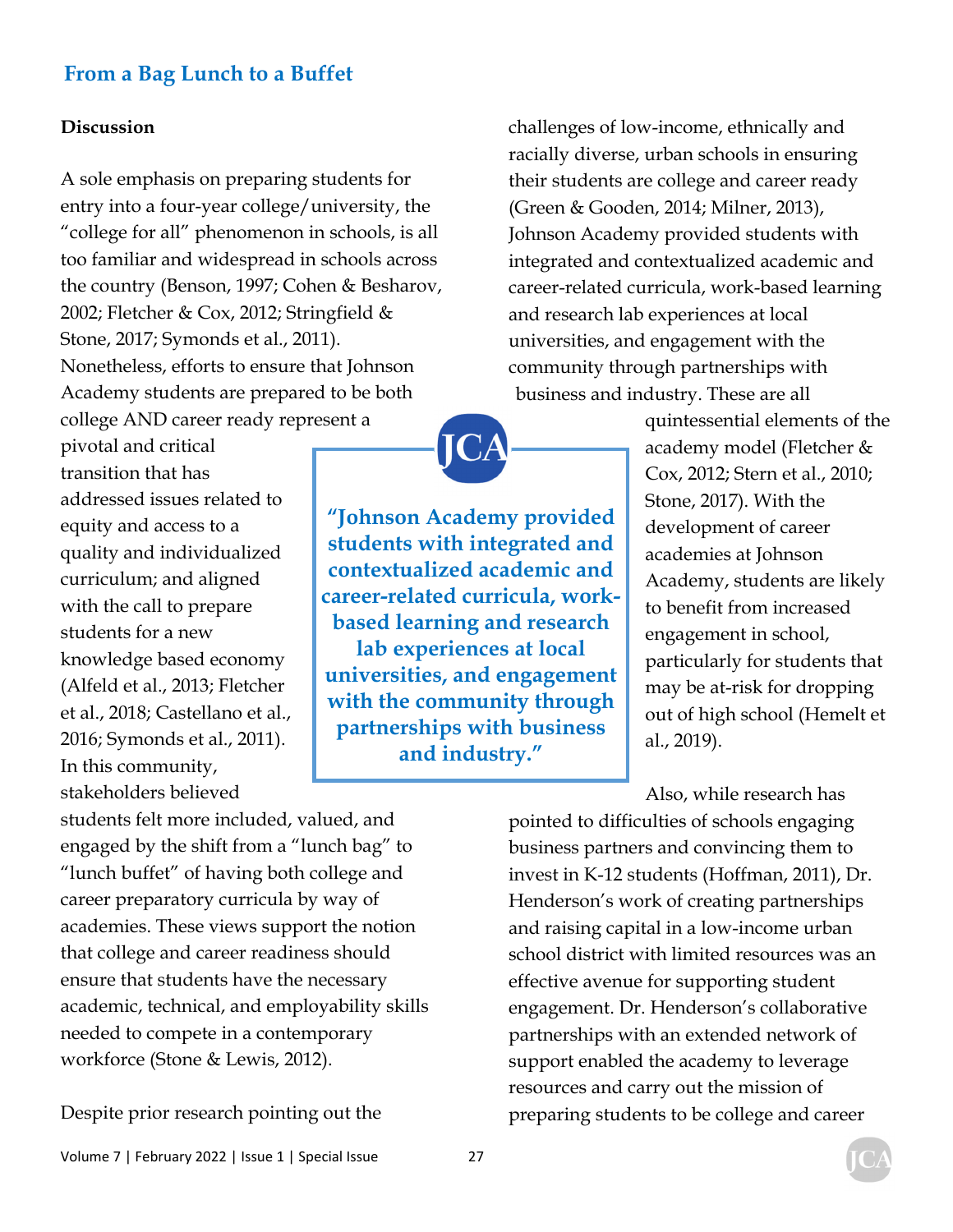## Discussion

A sole emphasis on preparing students for entry into a four-year college/university, the "college for all" phenomenon in schools, is all too familiar and widespread in schools across the country (Benson, 1997; Cohen & Besharov, 2002; Fletcher & Cox, 2012; Stringfield & Stone, 2017; Symonds et al., 2011). Nonetheless, efforts to ensure that Johnson Academy students are prepared to be both college AND career ready represent a pivotal and critical transition that has addressed issues related to equity and access to a quality and individualized curriculum; and aligned with the call to prepare students for a new knowledge based economy (Alfeld et al., 2013; Fletcher et al., 2018; Castellano et al., 2016; Symonds et al., 2011). In this community, stakeholders believed students felt more included, valued, and engaged by the shift from a "lunch bag" to "lunch buffet" of having both college and career preparatory curricula by way of academies. These views support the notion that college and career readiness should ensure that students have the necessary academic, technical, and employability skills needed to compete in a contemporary workforce (Stone & Lewis, 2012).

> **"Johnson Academy provided students with integrated and contextualized academic and career-related curricula, work-based learning and research lab experiences at local universities, and engagement with the community through partnerships with business and industry."**

Despite prior research pointing out the challenges of low-income, ethnically and racially diverse, urban schools in ensuring their students are college and career ready (Green & Gooden, 2014; Milner, 2013), Johnson Academy provided students with integrated and contextualized academic and career-related curricula, work-based learning and research lab experiences at local universities, and engagement with the community through partnerships with business and industry. These are all quintessential elements of the academy model (Fletcher & Cox, 2012; Stern et al., 2010; Stone, 2017). With the development of career academies at Johnson Academy, students are likely to benefit from increased engagement in school, particularly for students that may be at-risk for dropping out of high school (Hemelt et al., 2019).

Also, while research has pointed to difficulties of schools engaging business partners and convincing them to invest in K-12 students (Hoffman, 2011), Dr. Henderson's work of creating partnerships and raising capital in a low-income urban school district with limited resources was an effective avenue for supporting student engagement. Dr. Henderson's collaborative partnerships with an extended network of support enabled the academy to leverage resources and carry out the mission of preparing students to be college and career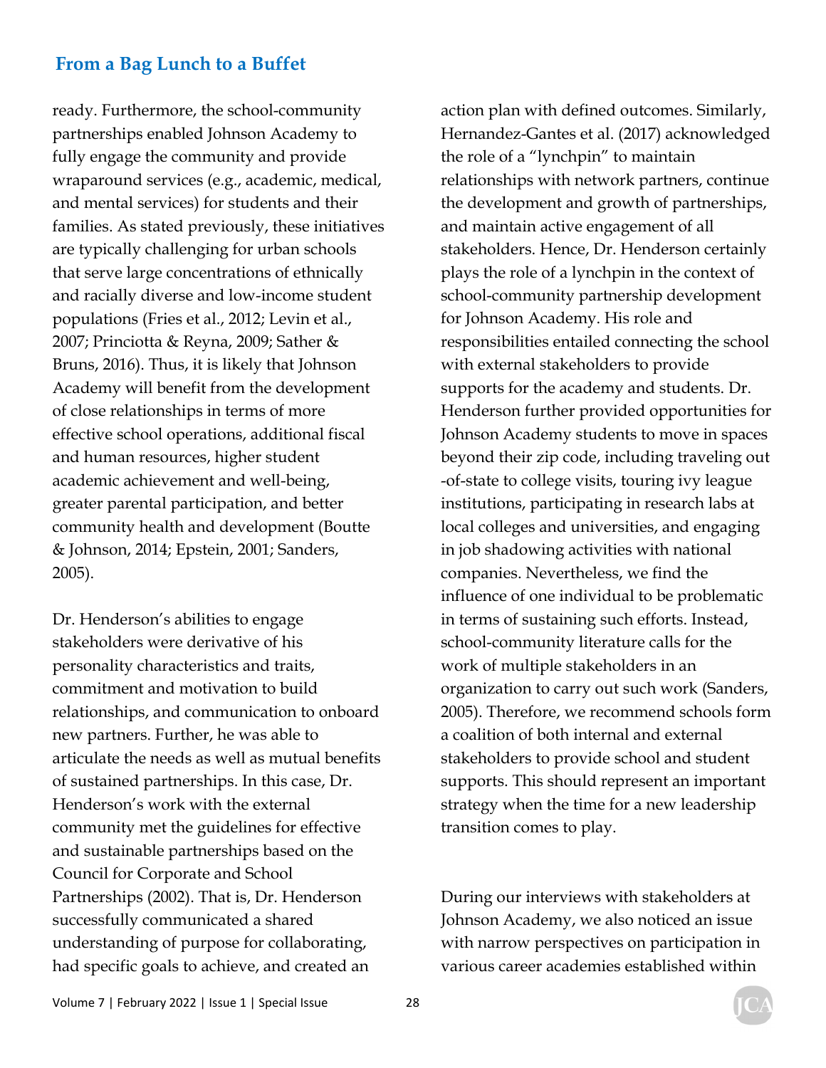ready. Furthermore, the school-community partnerships enabled Johnson Academy to fully engage the community and provide wraparound services (e.g., academic, medical, and mental services) for students and their families. As stated previously, these initiatives are typically challenging for urban schools that serve large concentrations of ethnically and racially diverse and low-income student populations (Fries et al., 2012; Levin et al., 2007; Princiotta & Reyna, 2009; Sather & Bruns, 2016). Thus, it is likely that Johnson Academy will benefit from the development of close relationships in terms of more effective school operations, additional fiscal and human resources, higher student academic achievement and well-being, greater parental participation, and better community health and development (Boutte & Johnson, 2014; Epstein, 2001; Sanders, 2005).

Dr. Henderson's abilities to engage stakeholders were derivative of his personality characteristics and traits, commitment and motivation to build relationships, and communication to onboard new partners. Further, he was able to articulate the needs as well as mutual benefits of sustained partnerships. In this case, Dr. Henderson's work with the external community met the guidelines for effective and sustainable partnerships based on the Council for Corporate and School Partnerships (2002). That is, Dr. Henderson successfully communicated a shared understanding of purpose for collaborating, had specific goals to achieve, and created an action plan with defined outcomes. Similarly, Hernandez-Gantes et al. (2017) acknowledged the role of a "lynchpin" to maintain relationships with network partners, continue the development and growth of partnerships, and maintain active engagement of all stakeholders. Hence, Dr. Henderson certainly plays the role of a lynchpin in the context of school-community partnership development for Johnson Academy. His role and responsibilities entailed connecting the school with external stakeholders to provide supports for the academy and students. Dr. Henderson further provided opportunities for Johnson Academy students to move in spaces beyond their zip code, including traveling out-of-state to college visits, touring ivy league institutions, participating in research labs at local colleges and universities, and engaging in job shadowing activities with national companies. Nevertheless, we find the influence of one individual to be problematic in terms of sustaining such efforts. Instead, school-community literature calls for the work of multiple stakeholders in an organization to carry out such work (Sanders, 2005). Therefore, we recommend schools form a coalition of both internal and external stakeholders to provide school and student supports. This should represent an important strategy when the time for a new leadership transition comes to play.

During our interviews with stakeholders at Johnson Academy, we also noticed an issue with narrow perspectives on participation in various career academies established within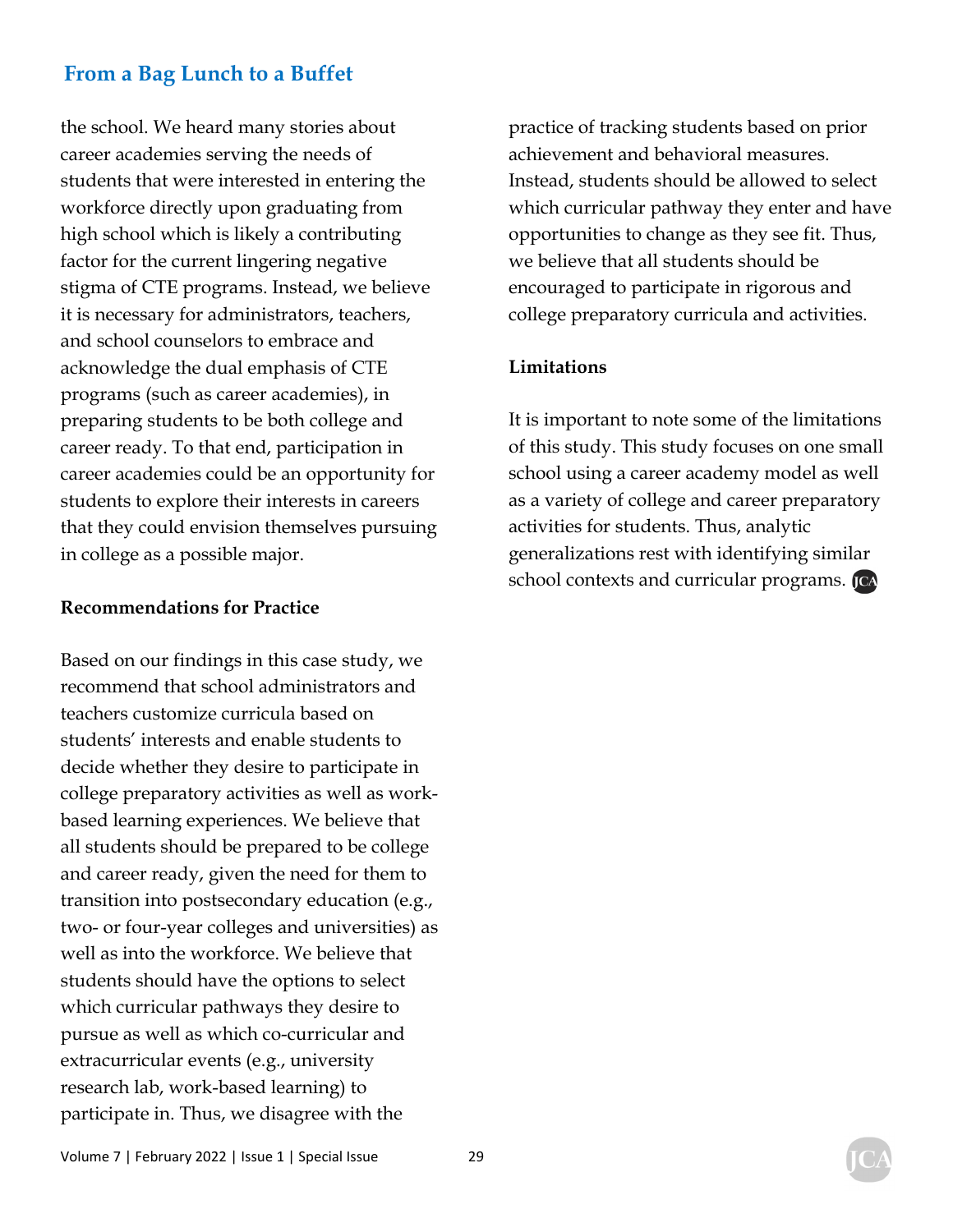the school. We heard many stories about career academies serving the needs of students that were interested in entering the workforce directly upon graduating from high school which is likely a contributing factor for the current lingering negative stigma of CTE programs. Instead, we believe it is necessary for administrators, teachers, and school counselors to embrace and acknowledge the dual emphasis of CTE programs (such as career academies), in preparing students to be both college and career ready. To that end, participation in career academies could be an opportunity for students to explore their interests in careers that they could envision themselves pursuing in college as a possible major.

**Recommendations for Practice**

Based on our findings in this case study, we recommend that school administrators and teachers customize curricula based on students' interests and enable students to decide whether they desire to participate in college preparatory activities as well as work-based learning experiences. We believe that all students should be prepared to be college and career ready, given the need for them to transition into postsecondary education (e.g., two- or four-year colleges and universities) as well as into the workforce. We believe that students should have the options to select which curricular pathways they desire to pursue as well as which co-curricular and extracurricular events (e.g., university research lab, work-based learning) to participate in. Thus, we disagree with the practice of tracking students based on prior achievement and behavioral measures. Instead, students should be allowed to select which curricular pathway they enter and have opportunities to change as they see fit. Thus, we believe that all students should be encouraged to participate in rigorous and college preparatory curricula and activities.

**Limitations**

It is important to note some of the limitations of this study. This study focuses on one small school using a career academy model as well as a variety of college and career preparatory activities for students. Thus, analytic generalizations rest with identifying similar school contexts and curricular programs.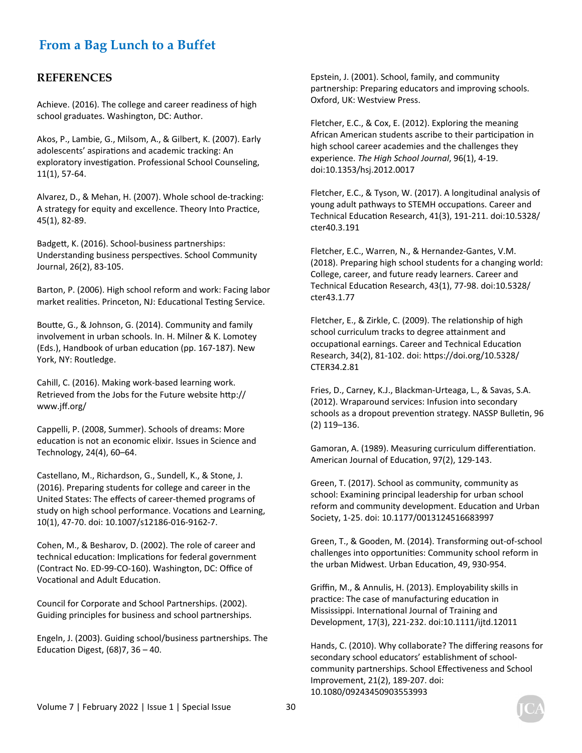## REFERENCES

Achieve. (2016). The college and career readiness of high school graduates. Washington, DC: Author.

Akos, P., Lambie, G., Milsom, A., & Gilbert, K. (2007). Early adolescents' aspirations and academic tracking: An exploratory investigation. Professional School Counseling, 11(1), 57-64.

Alvarez, D., & Mehan, H. (2007). Whole school de-tracking: A strategy for equity and excellence. Theory Into Practice, 45(1), 82-89.

Badgett, K. (2016). School-business partnerships: Understanding business perspectives. School Community Journal, 26(2), 83-105.

Barton, P. (2006). High school reform and work: Facing labor market realities. Princeton, NJ: Educational Testing Service.

Boutte, G., & Johnson, G. (2014). Community and family involvement in urban schools. In. H. Milner & K. Lomotey (Eds.), Handbook of urban education (pp. 167-187). New York, NY: Routledge.

Cahill, C. (2016). Making work-based learning work. Retrieved from the Jobs for the Future website http://www.jff.org/

Cappelli, P. (2008, Summer). Schools of dreams: More education is not an economic elixir. Issues in Science and Technology, 24(4), 60–64.

Castellano, M., Richardson, G., Sundell, K., & Stone, J. (2016). Preparing students for college and career in the United States: The effects of career-themed programs of study on high school performance. Vocations and Learning, 10(1), 47-70. doi: 10.1007/s12186-016-9162-7.

Cohen, M., & Besharov, D. (2002). The role of career and technical education: Implications for federal government (Contract No. ED-99-CO-160). Washington, DC: Office of Vocational and Adult Education.

Council for Corporate and School Partnerships. (2002). Guiding principles for business and school partnerships.

Engeln, J. (2003). Guiding school/business partnerships. The Education Digest, (68)7, 36 – 40.

Epstein, J. (2001). School, family, and community partnership: Preparing educators and improving schools. Oxford, UK: Westview Press.

Fletcher, E.C., & Cox, E. (2012). Exploring the meaning African American students ascribe to their participation in high school career academies and the challenges they experience. *The High School Journal*, 96(1), 4-19. doi:10.1353/hsj.2012.0017

Fletcher, E.C., & Tyson, W. (2017). A longitudinal analysis of young adult pathways to STEMH occupations. Career and Technical Education Research, 41(3), 191-211. doi:10.5328/cter40.3.191

Fletcher, E.C., Warren, N., & Hernandez-Gantes, V.M. (2018). Preparing high school students for a changing world: College, career, and future ready learners. Career and Technical Education Research, 43(1), 77-98. doi:10.5328/cter43.1.77

Fletcher, E., & Zirkle, C. (2009). The relationship of high school curriculum tracks to degree attainment and occupational earnings. Career and Technical Education Research, 34(2), 81-102. doi: https://doi.org/10.5328/CTER34.2.81

Fries, D., Carney, K.J., Blackman-Urteaga, L., & Savas, S.A. (2012). Wraparound services: Infusion into secondary schools as a dropout prevention strategy. NASSP Bulletin, 96 (2) 119–136.

Gamoran, A. (1989). Measuring curriculum differentiation. American Journal of Education, 97(2), 129-143.

Green, T. (2017). School as community, community as school: Examining principal leadership for urban school reform and community development. Education and Urban Society, 1-25. doi: 10.1177/0013124516683997

Green, T., & Gooden, M. (2014). Transforming out-of-school challenges into opportunities: Community school reform in the urban Midwest. Urban Education, 49, 930-954.

Griffin, M., & Annulis, H. (2013). Employability skills in practice: The case of manufacturing education in Mississippi. International Journal of Training and Development, 17(3), 221-232. doi:10.1111/ijtd.12011

Hands, C. (2010). Why collaborate? The differing reasons for secondary school educators' establishment of school-community partnerships. School Effectiveness and School Improvement, 21(2), 189-207. doi: 10.1080/09243450903553993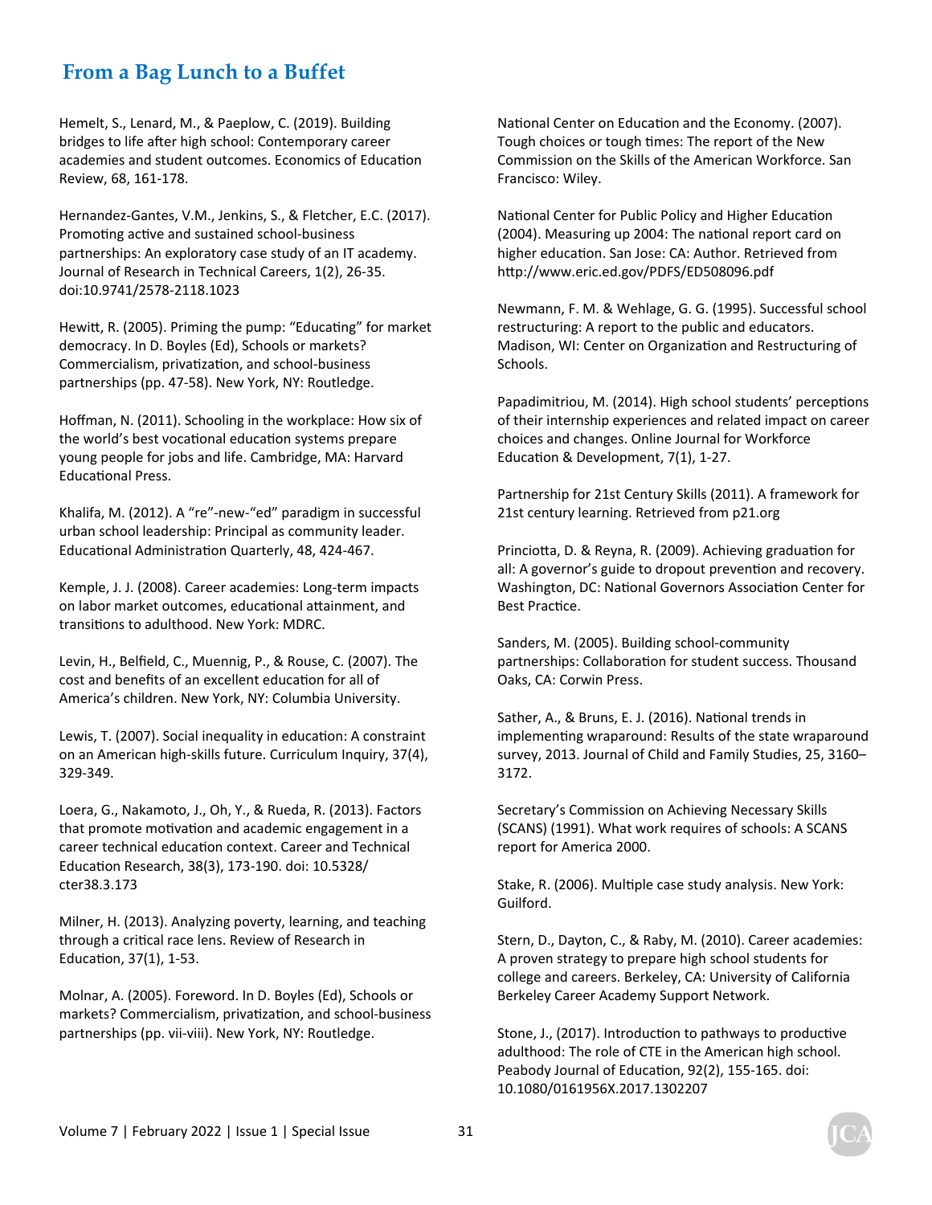Hemelt, S., Lenard, M., & Paeplow, C. (2019). Building bridges to life after high school: Contemporary career academies and student outcomes. Economics of Education Review, 68, 161-178.

Hernandez-Gantes, V.M., Jenkins, S., & Fletcher, E.C. (2017). Promoting active and sustained school-business partnerships: An exploratory case study of an IT academy. Journal of Research in Technical Careers, 1(2), 26-35. doi:10.9741/2578-2118.1023

Hewitt, R. (2005). Priming the pump: "Educating" for market democracy. In D. Boyles (Ed), Schools or markets? Commercialism, privatization, and school-business partnerships (pp. 47-58). New York, NY: Routledge.

Hoffman, N. (2011). Schooling in the workplace: How six of the world's best vocational education systems prepare young people for jobs and life. Cambridge, MA: Harvard Educational Press.

Khalifa, M. (2012). A "re"-new-"ed" paradigm in successful urban school leadership: Principal as community leader. Educational Administration Quarterly, 48, 424-467.

Kemple, J. J. (2008). Career academies: Long-term impacts on labor market outcomes, educational attainment, and transitions to adulthood. New York: MDRC.

Levin, H., Belfield, C., Muennig, P., & Rouse, C. (2007). The cost and benefits of an excellent education for all of America's children. New York, NY: Columbia University.

Lewis, T. (2007). Social inequality in education: A constraint on an American high-skills future. Curriculum Inquiry, 37(4), 329-349.

Loera, G., Nakamoto, J., Oh, Y., & Rueda, R. (2013). Factors that promote motivation and academic engagement in a career technical education context. Career and Technical Education Research, 38(3), 173-190. doi: 10.5328/cter38.3.173

Milner, H. (2013). Analyzing poverty, learning, and teaching through a critical race lens. Review of Research in Education, 37(1), 1-53.

Molnar, A. (2005). Foreword. In D. Boyles (Ed), Schools or markets? Commercialism, privatization, and school-business partnerships (pp. vii-viii). New York, NY: Routledge.

National Center on Education and the Economy. (2007). Tough choices or tough times: The report of the New Commission on the Skills of the American Workforce. San Francisco: Wiley.

National Center for Public Policy and Higher Education (2004). Measuring up 2004: The national report card on higher education. San Jose: CA: Author. Retrieved from http://www.eric.ed.gov/PDFS/ED508096.pdf

Newmann, F. M. & Wehlage, G. G. (1995). Successful school restructuring: A report to the public and educators. Madison, WI: Center on Organization and Restructuring of Schools.

Papadimitriou, M. (2014). High school students' perceptions of their internship experiences and related impact on career choices and changes. Online Journal for Workforce Education & Development, 7(1), 1-27.

Partnership for 21st Century Skills (2011). A framework for 21st century learning. Retrieved from p21.org

Princiotta, D. & Reyna, R. (2009). Achieving graduation for all: A governor's guide to dropout prevention and recovery. Washington, DC: National Governors Association Center for Best Practice.

Sanders, M. (2005). Building school-community partnerships: Collaboration for student success. Thousand Oaks, CA: Corwin Press.

Sather, A., & Bruns, E. J. (2016). National trends in implementing wraparound: Results of the state wraparound survey, 2013. Journal of Child and Family Studies, 25, 3160–3172.

Secretary's Commission on Achieving Necessary Skills (SCANS) (1991). What work requires of schools: A SCANS report for America 2000.

Stake, R. (2006). Multiple case study analysis. New York: Guilford.

Stern, D., Dayton, C., & Raby, M. (2010). Career academies: A proven strategy to prepare high school students for college and careers. Berkeley, CA: University of California Berkeley Career Academy Support Network.

Stone, J., (2017). Introduction to pathways to productive adulthood: The role of CTE in the American high school. Peabody Journal of Education, 92(2), 155-165. doi: 10.1080/0161956X.2017.1302207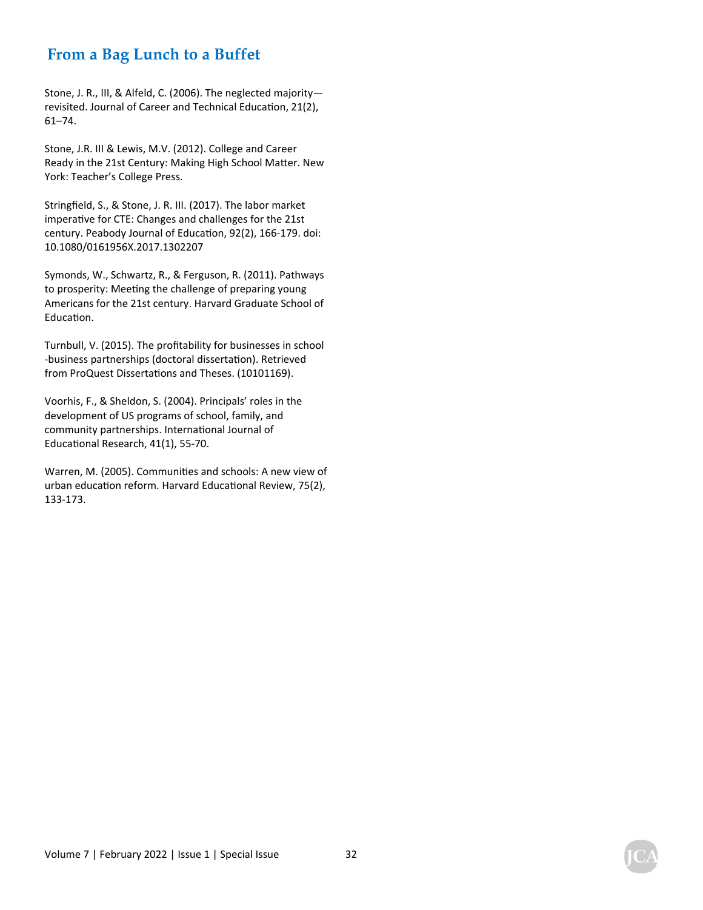Stone, J. R., III, & Alfeld, C. (2006). The neglected majority—revisited. Journal of Career and Technical Education, 21(2), 61–74.

Stone, J.R. III & Lewis, M.V. (2012). College and Career Ready in the 21st Century: Making High School Matter. New York: Teacher's College Press.

Stringfield, S., & Stone, J. R. III. (2017). The labor market imperative for CTE: Changes and challenges for the 21st century. Peabody Journal of Education, 92(2), 166-179. doi: 10.1080/0161956X.2017.1302207

Symonds, W., Schwartz, R., & Ferguson, R. (2011). Pathways to prosperity: Meeting the challenge of preparing young Americans for the 21st century. Harvard Graduate School of Education.

Turnbull, V. (2015). The profitability for businesses in school -business partnerships (doctoral dissertation). Retrieved from ProQuest Dissertations and Theses. (10101169).

Voorhis, F., & Sheldon, S. (2004). Principals' roles in the development of US programs of school, family, and community partnerships. International Journal of Educational Research, 41(1), 55-70.

Warren, M. (2005). Communities and schools: A new view of urban education reform. Harvard Educational Review, 75(2), 133-173.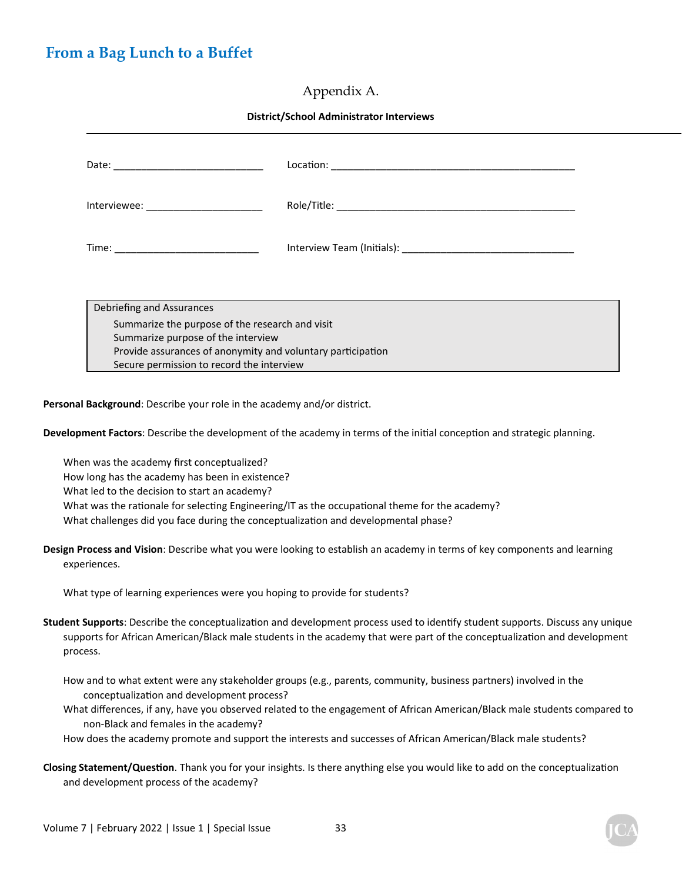## Appendix A.

**District/School Administrator Interviews**

---

Date: ___________________________ Location: ____________________________________________

Interviewee: _____________________ Role/Title: ___________________________________________

Time: __________________________ Interview Team (Initials): _______________________________

Debriefing and Assurances

- Summarize the purpose of the research and visit
- Summarize purpose of the interview
- Provide assurances of anonymity and voluntary participation
- Secure permission to record the interview

**Personal Background**: Describe your role in the academy and/or district.

**Development Factors**: Describe the development of the academy in terms of the initial conception and strategic planning.

- When was the academy first conceptualized?
- How long has the academy has been in existence?
- What led to the decision to start an academy?
- What was the rationale for selecting Engineering/IT as the occupational theme for the academy?
- What challenges did you face during the conceptualization and developmental phase?

**Design Process and Vision**: Describe what you were looking to establish an academy in terms of key components and learning experiences.

- What type of learning experiences were you hoping to provide for students?

**Student Supports**: Describe the conceptualization and development process used to identify student supports. Discuss any unique supports for African American/Black male students in the academy that were part of the conceptualization and development process.

- How and to what extent were any stakeholder groups (e.g., parents, community, business partners) involved in the conceptualization and development process?
- What differences, if any, have you observed related to the engagement of African American/Black male students compared to non-Black and females in the academy?
- How does the academy promote and support the interests and successes of African American/Black male students?

**Closing Statement/Question**. Thank you for your insights. Is there anything else you would like to add on the conceptualization and development process of the academy?